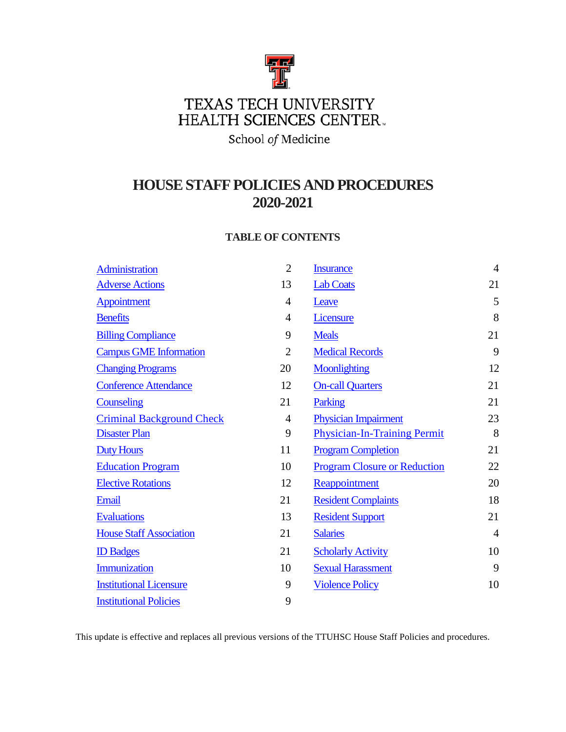TEXAS TECH UNIVERSITY
HEALTH SCIENCES CENTER

School *of* Medicine

# HOUSE STAFF POLICIES AND PROCEDURES
# 2020-2021

## TABLE OF CONTENTS

| Topic | Page | Topic | Page |
|---|---|---|---|
| Administration | 2 | Insurance | 4 |
| Adverse Actions | 13 | Lab Coats | 21 |
| Appointment | 4 | Leave | 5 |
| Benefits | 4 | Licensure | 8 |
| Billing Compliance | 9 | Meals | 21 |
| Campus GME Information | 2 | Medical Records | 9 |
| Changing Programs | 20 | Moonlighting | 12 |
| Conference Attendance | 12 | On-call Quarters | 21 |
| Counseling | 21 | Parking | 21 |
| Criminal Background Check | 4 | Physician Impairment | 23 |
| Disaster Plan | 9 | Physician-In-Training Permit | 8 |
| Duty Hours | 11 | Program Completion | 21 |
| Education Program | 10 | Program Closure or Reduction | 22 |
| Elective Rotations | 12 | Reappointment | 20 |
| Email | 21 | Resident Complaints | 18 |
| Evaluations | 13 | Resident Support | 21 |
| House Staff Association | 21 | Salaries | 4 |
| ID Badges | 21 | Scholarly Activity | 10 |
| Immunization | 10 | Sexual Harassment | 9 |
| Institutional Licensure | 9 | Violence Policy | 10 |
| Institutional Policies | 9 | | |

This update is effective and replaces all previous versions of the TTUHSC House Staff Policies and procedures.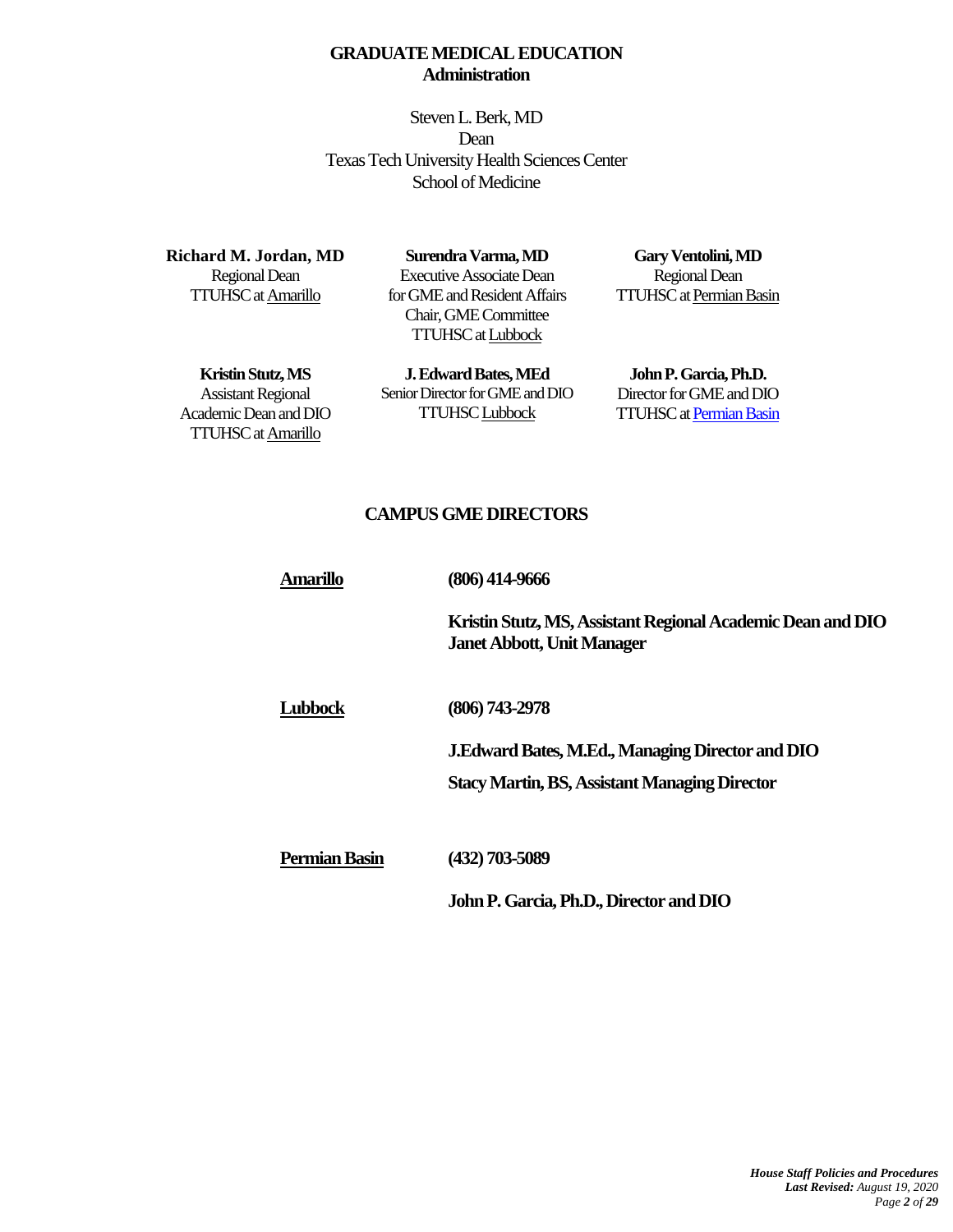# GRADUATE MEDICAL EDUCATION
## Administration

Steven L. Berk, MD
Dean
Texas Tech University Health Sciences Center
School of Medicine

**Richard M. Jordan, MD**
Regional Dean
TTUHSC at Amarillo

**Surendra Varma, MD**
Executive Associate Dean
for GME and Resident Affairs
Chair, GME Committee
TTUHSC at Lubbock

**Gary Ventolini, MD**
Regional Dean
TTUHSC at Permian Basin

**Kristin Stutz, MS**
Assistant Regional
Academic Dean and DIO
TTUHSC at Amarillo

**J. Edward Bates, MEd**
Senior Director for GME and DIO
TTUHSC Lubbock

**John P. Garcia, Ph.D.**
Director for GME and DIO
TTUHSC at Permian Basin

## CAMPUS GME DIRECTORS

**Amarillo** — **(806) 414-9666**

**Kristin Stutz, MS, Assistant Regional Academic Dean and DIO**
**Janet Abbott, Unit Manager**

**Lubbock** — **(806) 743-2978**

**J.Edward Bates, M.Ed., Managing Director and DIO**

**Stacy Martin, BS, Assistant Managing Director**

**Permian Basin** — **(432) 703-5089**

**John P. Garcia, Ph.D., Director and DIO**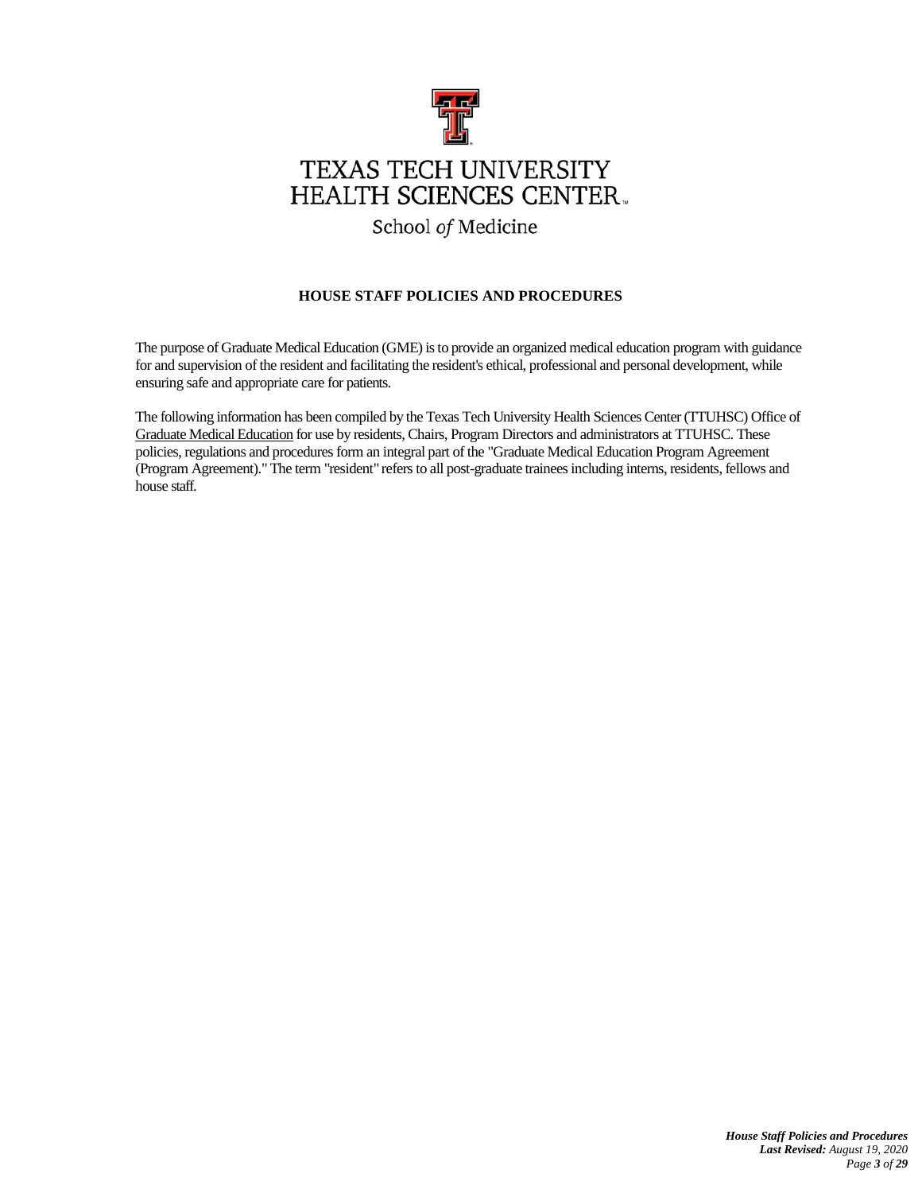TEXAS TECH UNIVERSITY
HEALTH SCIENCES CENTER™

School *of* Medicine

## HOUSE STAFF POLICIES AND PROCEDURES

The purpose of Graduate Medical Education (GME) is to provide an organized medical education program with guidance for and supervision of the resident and facilitating the resident's ethical, professional and personal development, while ensuring safe and appropriate care for patients.

The following information has been compiled by the Texas Tech University Health Sciences Center (TTUHSC) Office of Graduate Medical Education for use by residents, Chairs, Program Directors and administrators at TTUHSC. These policies, regulations and procedures form an integral part of the "Graduate Medical Education Program Agreement (Program Agreement)." The term "resident" refers to all post-graduate trainees including interns, residents, fellows and house staff.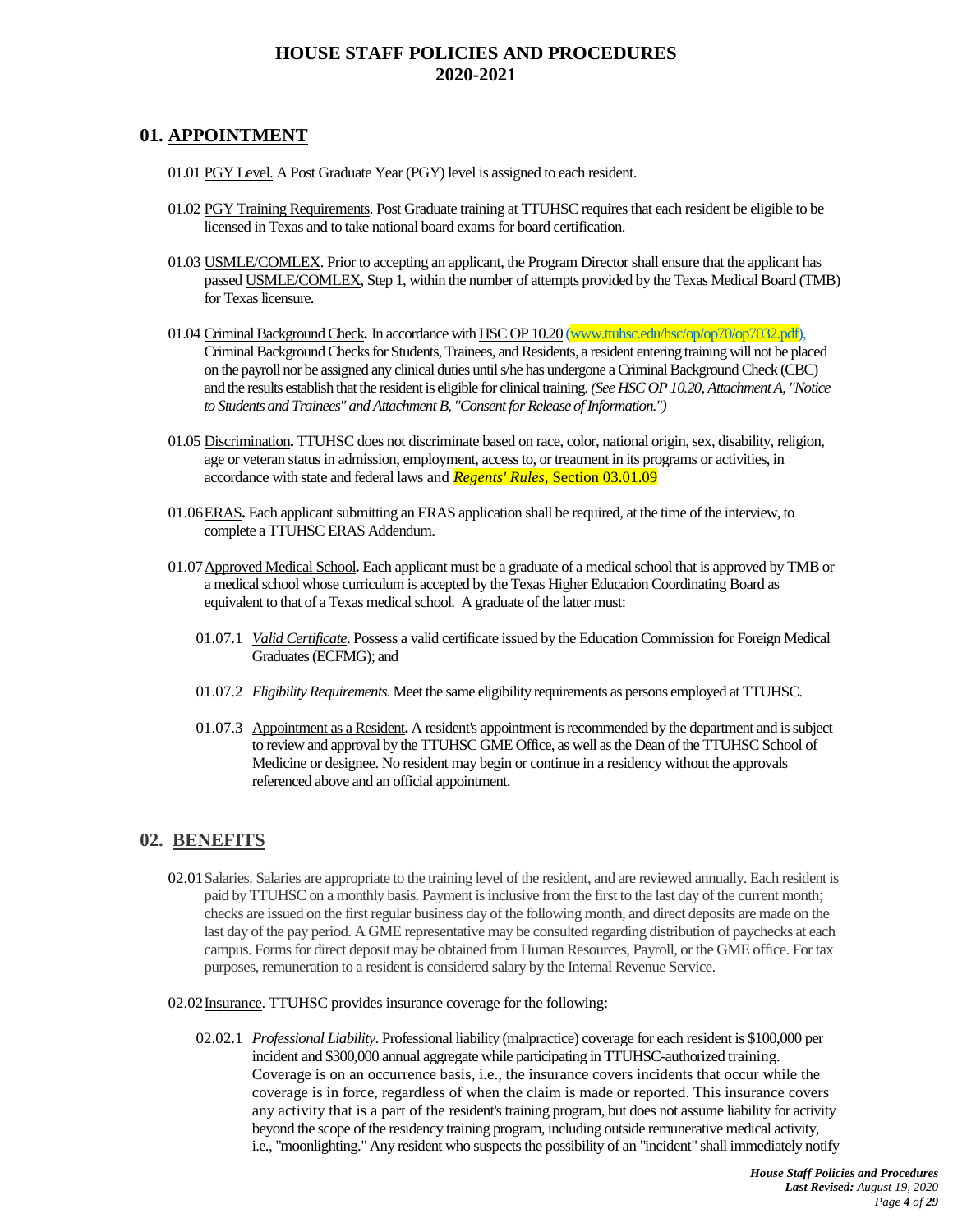# HOUSE STAFF POLICIES AND PROCEDURES
# 2020-2021

## 01. APPOINTMENT

01.01 PGY Level. A Post Graduate Year (PGY) level is assigned to each resident.

01.02 PGY Training Requirements. Post Graduate training at TTUHSC requires that each resident be eligible to be licensed in Texas and to take national board exams for board certification.

01.03 USMLE/COMLEX. Prior to accepting an applicant, the Program Director shall ensure that the applicant has passed USMLE/COMLEX, Step 1, within the number of attempts provided by the Texas Medical Board (TMB) for Texas licensure.

01.04 Criminal Background Check**.** In accordance with HSC OP 10.20 (www.ttuhsc.edu/hsc/op/op70/op7032.pdf), Criminal Background Checks for Students, Trainees, and Residents, a resident entering training will not be placed on the payroll nor be assigned any clinical duties until s/he has undergone a Criminal Background Check (CBC) and the results establish that the resident is eligible for clinical training. *(See HSC OP 10.20, Attachment A, "Notice to Students and Trainees" and Attachment B, "Consent for Release of Information.")*

01.05 Discrimination**.** TTUHSC does not discriminate based on race, color, national origin, sex, disability, religion, age or veteran status in admission, employment, access to, or treatment in its programs or activities, in accordance with state and federal laws and *Regents' Rules*, Section 03.01.09

01.06 ERAS**.** Each applicant submitting an ERAS application shall be required, at the time of the interview, to complete a TTUHSC ERAS Addendum.

01.07 Approved Medical School**.** Each applicant must be a graduate of a medical school that is approved by TMB or a medical school whose curriculum is accepted by the Texas Higher Education Coordinating Board as equivalent to that of a Texas medical school. A graduate of the latter must:

01.07.1 *Valid Certificate*. Possess a valid certificate issued by the Education Commission for Foreign Medical Graduates (ECFMG); and

01.07.2 *Eligibility Requirements.* Meet the same eligibility requirements as persons employed at TTUHSC.

01.07.3 Appointment as a Resident**.** A resident's appointment is recommended by the department and is subject to review and approval by the TTUHSC GME Office, as well as the Dean of the TTUHSC School of Medicine or designee. No resident may begin or continue in a residency without the approvals referenced above and an official appointment.

## 02. BENEFITS

02.01 Salaries. Salaries are appropriate to the training level of the resident, and are reviewed annually. Each resident is paid by TTUHSC on a monthly basis. Payment is inclusive from the first to the last day of the current month; checks are issued on the first regular business day of the following month, and direct deposits are made on the last day of the pay period. A GME representative may be consulted regarding distribution of paychecks at each campus. Forms for direct deposit may be obtained from Human Resources, Payroll, or the GME office. For tax purposes, remuneration to a resident is considered salary by the Internal Revenue Service.

02.02 Insurance. TTUHSC provides insurance coverage for the following:

02.02.1 *Professional Liability*. Professional liability (malpractice) coverage for each resident is $100,000 per incident and $300,000 annual aggregate while participating in TTUHSC-authorized training. Coverage is on an occurrence basis, i.e., the insurance covers incidents that occur while the coverage is in force, regardless of when the claim is made or reported. This insurance covers any activity that is a part of the resident's training program, but does not assume liability for activity beyond the scope of the residency training program, including outside remunerative medical activity, i.e., "moonlighting." Any resident who suspects the possibility of an "incident" shall immediately notify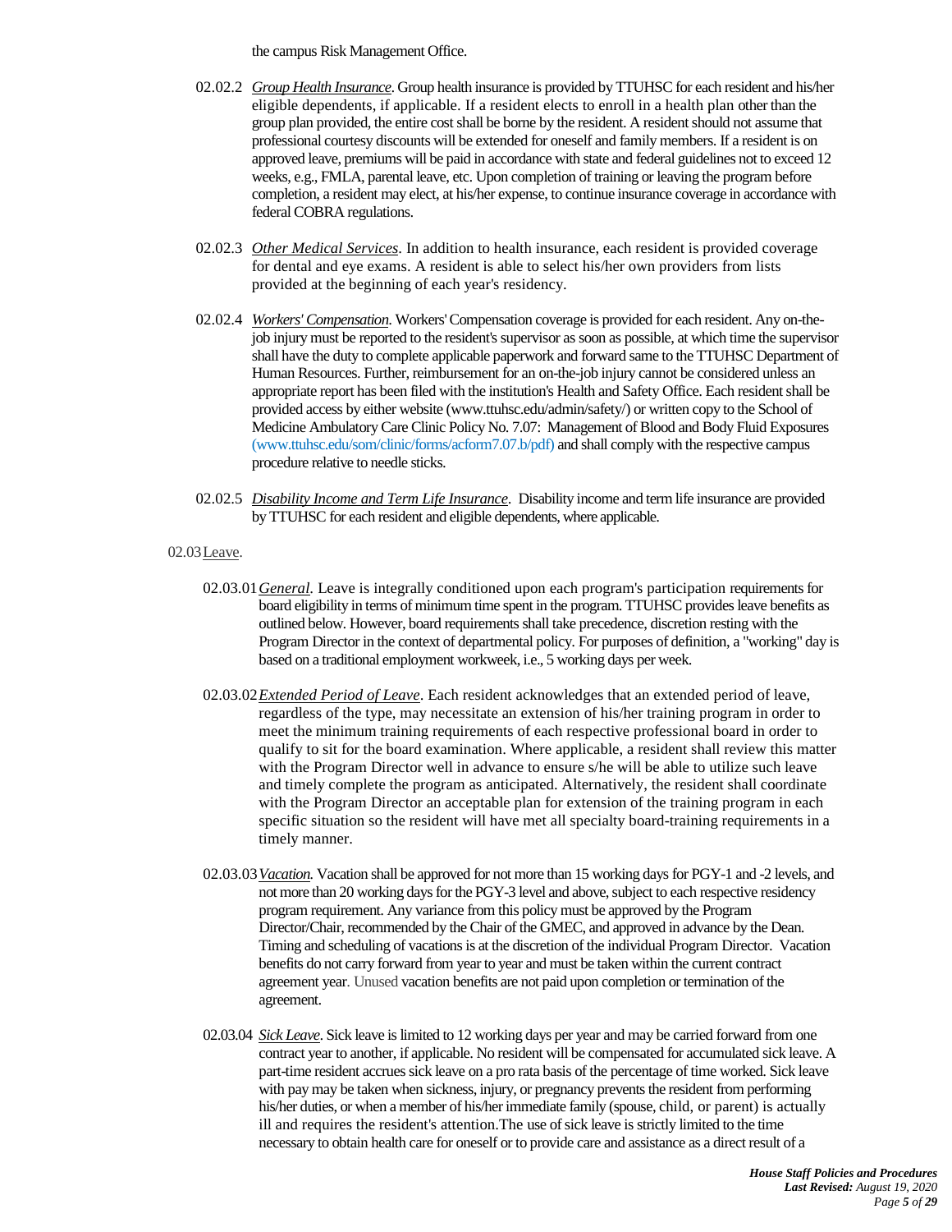the campus Risk Management Office.

02.02.2 *Group Health Insurance*. Group health insurance is provided by TTUHSC for each resident and his/her eligible dependents, if applicable. If a resident elects to enroll in a health plan other than the group plan provided, the entire cost shall be borne by the resident. A resident should not assume that professional courtesy discounts will be extended for oneself and family members. If a resident is on approved leave, premiums will be paid in accordance with state and federal guidelines not to exceed 12 weeks, e.g., FMLA, parental leave, etc. Upon completion of training or leaving the program before completion, a resident may elect, at his/her expense, to continue insurance coverage in accordance with federal COBRA regulations.

02.02.3 *Other Medical Services*. In addition to health insurance, each resident is provided coverage for dental and eye exams. A resident is able to select his/her own providers from lists provided at the beginning of each year's residency.

02.02.4 *Workers' Compensation*. Workers' Compensation coverage is provided for each resident. Any on-the-job injury must be reported to the resident's supervisor as soon as possible, at which time the supervisor shall have the duty to complete applicable paperwork and forward same to the TTUHSC Department of Human Resources. Further, reimbursement for an on-the-job injury cannot be considered unless an appropriate report has been filed with the institution's Health and Safety Office. Each resident shall be provided access by either website (www.ttuhsc.edu/admin/safety/) or written copy to the School of Medicine Ambulatory Care Clinic Policy No. 7.07: Management of Blood and Body Fluid Exposures (www.ttuhsc.edu/som/clinic/forms/acform7.07.b/pdf) and shall comply with the respective campus procedure relative to needle sticks.

02.02.5 *Disability Income and Term Life Insurance*. Disability income and term life insurance are provided by TTUHSC for each resident and eligible dependents, where applicable.

02.03 Leave.

02.03.01 *General*. Leave is integrally conditioned upon each program's participation requirements for board eligibility in terms of minimum time spent in the program. TTUHSC provides leave benefits as outlined below. However, board requirements shall take precedence, discretion resting with the Program Director in the context of departmental policy. For purposes of definition, a "working" day is based on a traditional employment workweek, i.e., 5 working days per week.

02.03.02 *Extended Period of Leave*. Each resident acknowledges that an extended period of leave, regardless of the type, may necessitate an extension of his/her training program in order to meet the minimum training requirements of each respective professional board in order to qualify to sit for the board examination. Where applicable, a resident shall review this matter with the Program Director well in advance to ensure s/he will be able to utilize such leave and timely complete the program as anticipated. Alternatively, the resident shall coordinate with the Program Director an acceptable plan for extension of the training program in each specific situation so the resident will have met all specialty board-training requirements in a timely manner.

02.03.03 *Vacation*. Vacation shall be approved for not more than 15 working days for PGY-1 and -2 levels, and not more than 20 working days for the PGY-3 level and above, subject to each respective residency program requirement. Any variance from this policy must be approved by the Program Director/Chair, recommended by the Chair of the GMEC, and approved in advance by the Dean. Timing and scheduling of vacations is at the discretion of the individual Program Director. Vacation benefits do not carry forward from year to year and must be taken within the current contract agreement year. Unused vacation benefits are not paid upon completion or termination of the agreement.

02.03.04 *Sick Leave*. Sick leave is limited to 12 working days per year and may be carried forward from one contract year to another, if applicable. No resident will be compensated for accumulated sick leave. A part-time resident accrues sick leave on a pro rata basis of the percentage of time worked. Sick leave with pay may be taken when sickness, injury, or pregnancy prevents the resident from performing his/her duties, or when a member of his/her immediate family (spouse, child, or parent) is actually ill and requires the resident's attention.The use of sick leave is strictly limited to the time necessary to obtain health care for oneself or to provide care and assistance as a direct result of a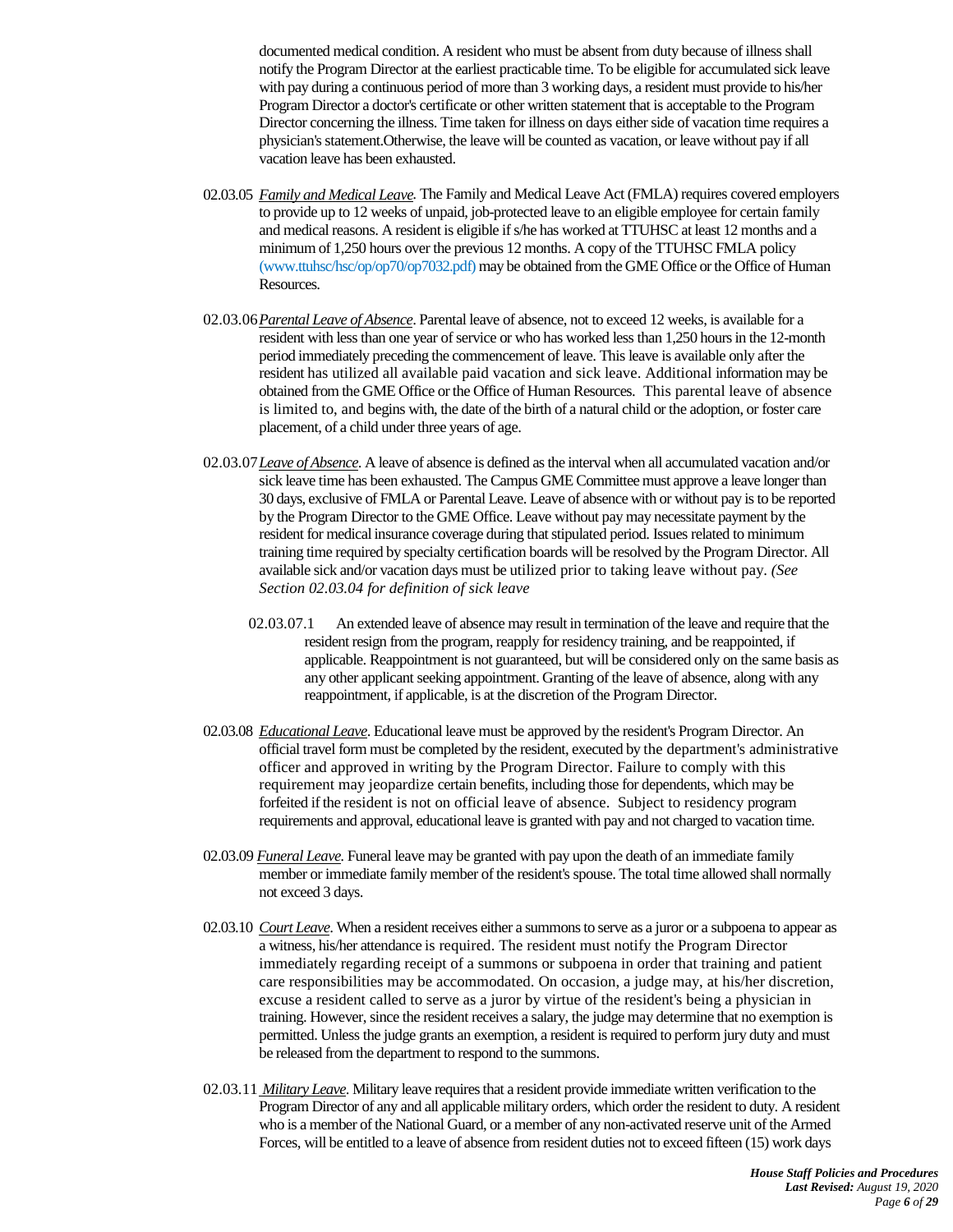documented medical condition. A resident who must be absent from duty because of illness shall notify the Program Director at the earliest practicable time. To be eligible for accumulated sick leave with pay during a continuous period of more than 3 working days, a resident must provide to his/her Program Director a doctor's certificate or other written statement that is acceptable to the Program Director concerning the illness. Time taken for illness on days either side of vacation time requires a physician's statement.Otherwise, the leave will be counted as vacation, or leave without pay if all vacation leave has been exhausted.

02.03.05 *Family and Medical Leave.* The Family and Medical Leave Act (FMLA) requires covered employers to provide up to 12 weeks of unpaid, job-protected leave to an eligible employee for certain family and medical reasons. A resident is eligible if s/he has worked at TTUHSC at least 12 months and a minimum of 1,250 hours over the previous 12 months. A copy of the TTUHSC FMLA policy (www.ttuhsc/hsc/op/op70/op7032.pdf) may be obtained from the GME Office or the Office of Human Resources.

02.03.06 *Parental Leave of Absence*. Parental leave of absence, not to exceed 12 weeks, is available for a resident with less than one year of service or who has worked less than 1,250 hours in the 12-month period immediately preceding the commencement of leave. This leave is available only after the resident has utilized all available paid vacation and sick leave. Additional information may be obtained from the GME Office or the Office of Human Resources. This parental leave of absence is limited to, and begins with, the date of the birth of a natural child or the adoption, or foster care placement, of a child under three years of age.

02.03.07 *Leave of Absence*. A leave of absence is defined as the interval when all accumulated vacation and/or sick leave time has been exhausted. The Campus GME Committee must approve a leave longer than 30 days, exclusive of FMLA or Parental Leave. Leave of absence with or without pay is to be reported by the Program Director to the GME Office. Leave without pay may necessitate payment by the resident for medical insurance coverage during that stipulated period. Issues related to minimum training time required by specialty certification boards will be resolved by the Program Director. All available sick and/or vacation days must be utilized prior to taking leave without pay. *(See Section 02.03.04 for definition of sick leave*

02.03.07.1 An extended leave of absence may result in termination of the leave and require that the resident resign from the program, reapply for residency training, and be reappointed, if applicable. Reappointment is not guaranteed, but will be considered only on the same basis as any other applicant seeking appointment. Granting of the leave of absence, along with any reappointment, if applicable, is at the discretion of the Program Director.

02.03.08 *Educational Leave*. Educational leave must be approved by the resident's Program Director. An official travel form must be completed by the resident, executed by the department's administrative officer and approved in writing by the Program Director. Failure to comply with this requirement may jeopardize certain benefits, including those for dependents, which may be forfeited if the resident is not on official leave of absence. Subject to residency program requirements and approval, educational leave is granted with pay and not charged to vacation time.

02.03.09 *Funeral Leave.* Funeral leave may be granted with pay upon the death of an immediate family member or immediate family member of the resident's spouse. The total time allowed shall normally not exceed 3 days.

02.03.10 *Court Leave*. When a resident receives either a summons to serve as a juror or a subpoena to appear as a witness, his/her attendance is required. The resident must notify the Program Director immediately regarding receipt of a summons or subpoena in order that training and patient care responsibilities may be accommodated. On occasion, a judge may, at his/her discretion, excuse a resident called to serve as a juror by virtue of the resident's being a physician in training. However, since the resident receives a salary, the judge may determine that no exemption is permitted. Unless the judge grants an exemption, a resident is required to perform jury duty and must be released from the department to respond to the summons.

02.03.11 *Military Leave*. Military leave requires that a resident provide immediate written verification to the Program Director of any and all applicable military orders, which order the resident to duty. A resident who is a member of the National Guard, or a member of any non-activated reserve unit of the Armed Forces, will be entitled to a leave of absence from resident duties not to exceed fifteen (15) work days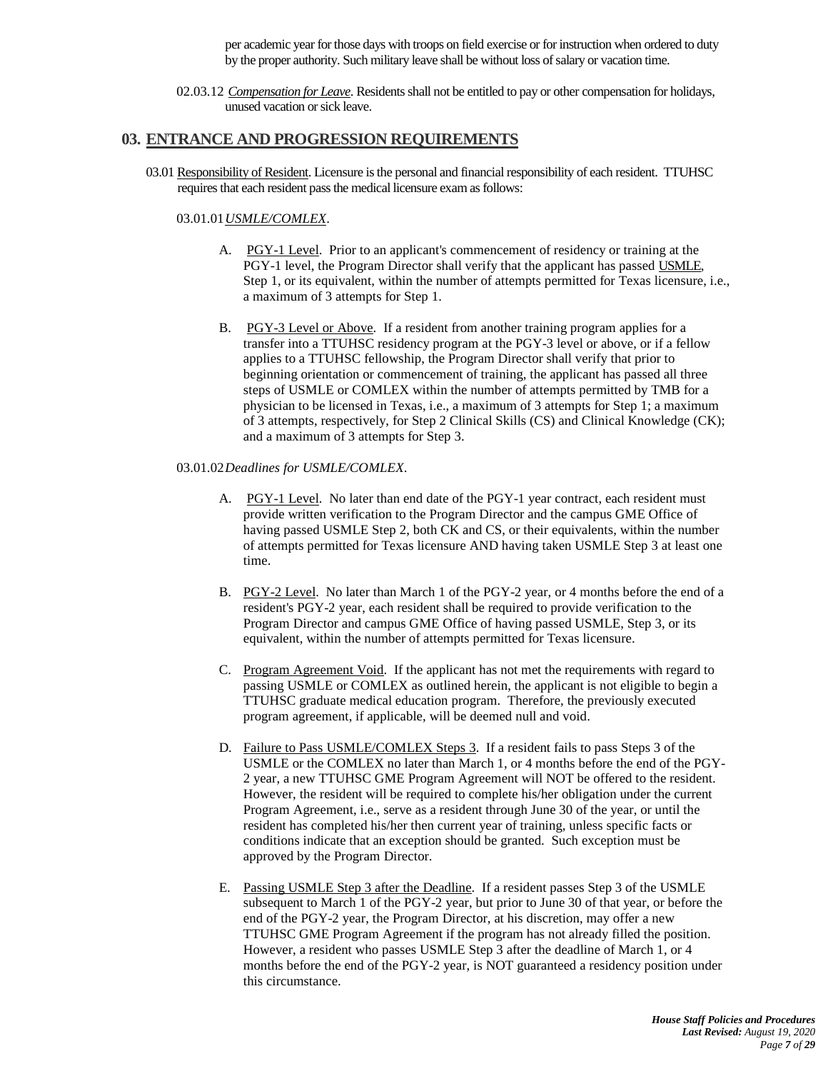per academic year for those days with troops on field exercise or for instruction when ordered to duty by the proper authority. Such military leave shall be without loss of salary or vacation time.

02.03.12 *Compensation for Leave*. Residents shall not be entitled to pay or other compensation for holidays, unused vacation or sick leave.

## 03. ENTRANCE AND PROGRESSION REQUIREMENTS

03.01 Responsibility of Resident. Licensure is the personal and financial responsibility of each resident. TTUHSC requires that each resident pass the medical licensure exam as follows:

03.01.01 *USMLE/COMLEX*.

A. PGY-1 Level. Prior to an applicant's commencement of residency or training at the PGY-1 level, the Program Director shall verify that the applicant has passed USMLE, Step 1, or its equivalent, within the number of attempts permitted for Texas licensure, i.e., a maximum of 3 attempts for Step 1.

B. PGY-3 Level or Above. If a resident from another training program applies for a transfer into a TTUHSC residency program at the PGY-3 level or above, or if a fellow applies to a TTUHSC fellowship, the Program Director shall verify that prior to beginning orientation or commencement of training, the applicant has passed all three steps of USMLE or COMLEX within the number of attempts permitted by TMB for a physician to be licensed in Texas, i.e., a maximum of 3 attempts for Step 1; a maximum of 3 attempts, respectively, for Step 2 Clinical Skills (CS) and Clinical Knowledge (CK); and a maximum of 3 attempts for Step 3.

03.01.02 *Deadlines for USMLE/COMLEX*.

A. PGY-1 Level. No later than end date of the PGY-1 year contract, each resident must provide written verification to the Program Director and the campus GME Office of having passed USMLE Step 2, both CK and CS, or their equivalents, within the number of attempts permitted for Texas licensure AND having taken USMLE Step 3 at least one time.

B. PGY-2 Level. No later than March 1 of the PGY-2 year, or 4 months before the end of a resident's PGY-2 year, each resident shall be required to provide verification to the Program Director and campus GME Office of having passed USMLE, Step 3, or its equivalent, within the number of attempts permitted for Texas licensure.

C. Program Agreement Void. If the applicant has not met the requirements with regard to passing USMLE or COMLEX as outlined herein, the applicant is not eligible to begin a TTUHSC graduate medical education program. Therefore, the previously executed program agreement, if applicable, will be deemed null and void.

D. Failure to Pass USMLE/COMLEX Steps 3. If a resident fails to pass Steps 3 of the USMLE or the COMLEX no later than March 1, or 4 months before the end of the PGY-2 year, a new TTUHSC GME Program Agreement will NOT be offered to the resident. However, the resident will be required to complete his/her obligation under the current Program Agreement, i.e., serve as a resident through June 30 of the year, or until the resident has completed his/her then current year of training, unless specific facts or conditions indicate that an exception should be granted. Such exception must be approved by the Program Director.

E. Passing USMLE Step 3 after the Deadline. If a resident passes Step 3 of the USMLE subsequent to March 1 of the PGY-2 year, but prior to June 30 of that year, or before the end of the PGY-2 year, the Program Director, at his discretion, may offer a new TTUHSC GME Program Agreement if the program has not already filled the position. However, a resident who passes USMLE Step 3 after the deadline of March 1, or 4 months before the end of the PGY-2 year, is NOT guaranteed a residency position under this circumstance.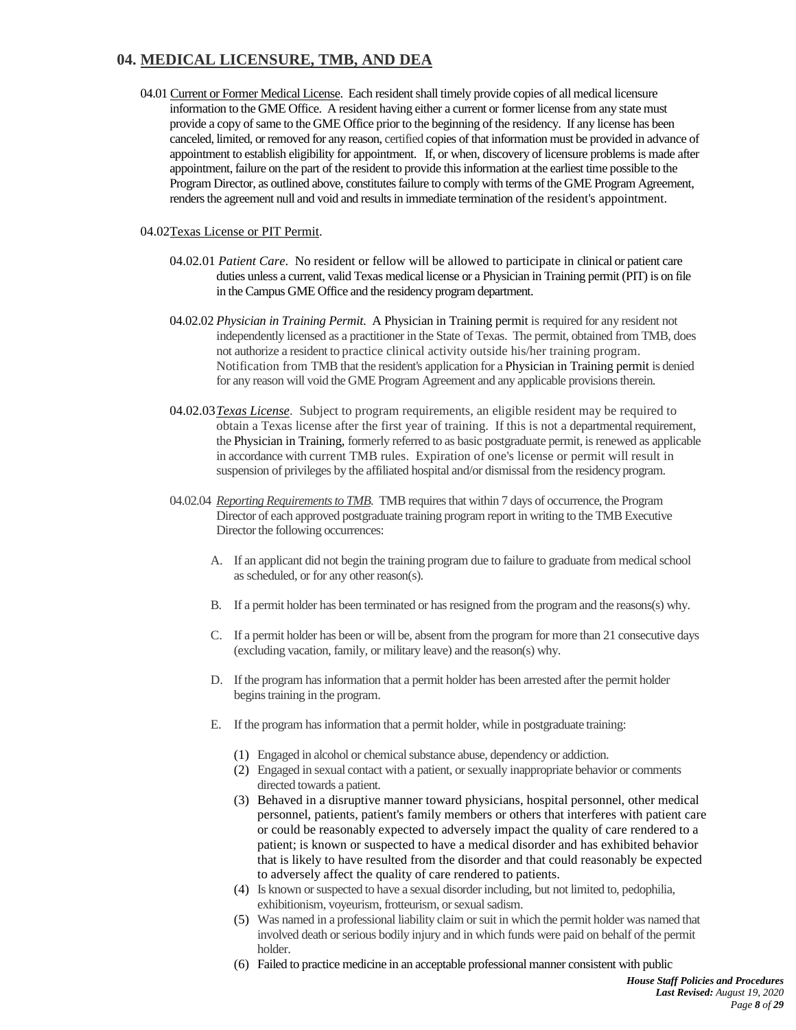## 04. MEDICAL LICENSURE, TMB, AND DEA

04.01 Current or Former Medical License. Each resident shall timely provide copies of all medical licensure information to the GME Office. A resident having either a current or former license from any state must provide a copy of same to the GME Office prior to the beginning of the residency. If any license has been canceled, limited, or removed for any reason, certified copies of that information must be provided in advance of appointment to establish eligibility for appointment. If, or when, discovery of licensure problems is made after appointment, failure on the part of the resident to provide this information at the earliest time possible to the Program Director, as outlined above, constitutes failure to comply with terms of the GME Program Agreement, renders the agreement null and void and results in immediate termination of the resident's appointment.

04.02 Texas License or PIT Permit.

04.02.01 *Patient Care*. No resident or fellow will be allowed to participate in clinical or patient care duties unless a current, valid Texas medical license or a Physician in Training permit (PIT) is on file in the Campus GME Office and the residency program department.

04.02.02 *Physician in Training Permit.* A Physician in Training permit is required for any resident not independently licensed as a practitioner in the State of Texas. The permit, obtained from TMB, does not authorize a resident to practice clinical activity outside his/her training program. Notification from TMB that the resident's application for a Physician in Training permit is denied for any reason will void the GME Program Agreement and any applicable provisions therein.

04.02.03 *Texas License*. Subject to program requirements, an eligible resident may be required to obtain a Texas license after the first year of training. If this is not a departmental requirement, the Physician in Training, formerly referred to as basic postgraduate permit, is renewed as applicable in accordance with current TMB rules. Expiration of one's license or permit will result in suspension of privileges by the affiliated hospital and/or dismissal from the residency program.

04.02.04 *Reporting Requirements to TMB*. TMB requires that within 7 days of occurrence, the Program Director of each approved postgraduate training program report in writing to the TMB Executive Director the following occurrences:

A. If an applicant did not begin the training program due to failure to graduate from medical school as scheduled, or for any other reason(s).

B. If a permit holder has been terminated or has resigned from the program and the reasons(s) why.

C. If a permit holder has been or will be, absent from the program for more than 21 consecutive days (excluding vacation, family, or military leave) and the reason(s) why.

D. If the program has information that a permit holder has been arrested after the permit holder begins training in the program.

E. If the program has information that a permit holder, while in postgraduate training:

(1) Engaged in alcohol or chemical substance abuse, dependency or addiction.
(2) Engaged in sexual contact with a patient, or sexually inappropriate behavior or comments directed towards a patient.
(3) Behaved in a disruptive manner toward physicians, hospital personnel, other medical personnel, patients, patient's family members or others that interferes with patient care or could be reasonably expected to adversely impact the quality of care rendered to a patient; is known or suspected to have a medical disorder and has exhibited behavior that is likely to have resulted from the disorder and that could reasonably be expected to adversely affect the quality of care rendered to patients.
(4) Is known or suspected to have a sexual disorder including, but not limited to, pedophilia, exhibitionism, voyeurism, frotteurism, or sexual sadism.
(5) Was named in a professional liability claim or suit in which the permit holder was named that involved death or serious bodily injury and in which funds were paid on behalf of the permit holder.
(6) Failed to practice medicine in an acceptable professional manner consistent with public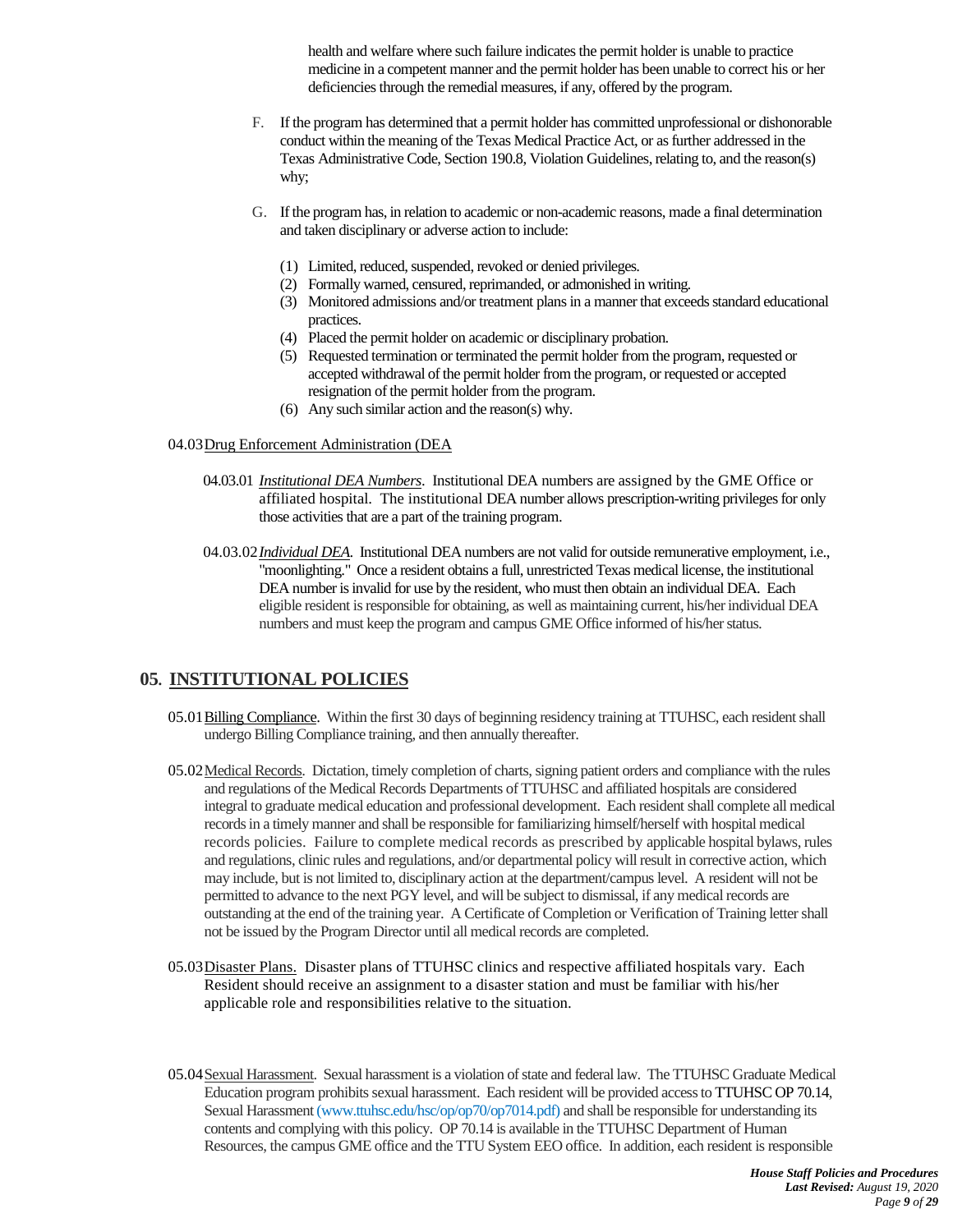health and welfare where such failure indicates the permit holder is unable to practice medicine in a competent manner and the permit holder has been unable to correct his or her deficiencies through the remedial measures, if any, offered by the program.

F. If the program has determined that a permit holder has committed unprofessional or dishonorable conduct within the meaning of the Texas Medical Practice Act, or as further addressed in the Texas Administrative Code, Section 190.8, Violation Guidelines, relating to, and the reason(s) why;

G. If the program has, in relation to academic or non-academic reasons, made a final determination and taken disciplinary or adverse action to include:

(1) Limited, reduced, suspended, revoked or denied privileges.
(2) Formally warned, censured, reprimanded, or admonished in writing.
(3) Monitored admissions and/or treatment plans in a manner that exceeds standard educational practices.
(4) Placed the permit holder on academic or disciplinary probation.
(5) Requested termination or terminated the permit holder from the program, requested or accepted withdrawal of the permit holder from the program, or requested or accepted resignation of the permit holder from the program.
(6) Any such similar action and the reason(s) why.

04.03 Drug Enforcement Administration (DEA

04.03.01 *Institutional DEA Numbers*. Institutional DEA numbers are assigned by the GME Office or affiliated hospital. The institutional DEA number allows prescription-writing privileges for only those activities that are a part of the training program.

04.03.02 *Individual DEA*. Institutional DEA numbers are not valid for outside remunerative employment, i.e., "moonlighting." Once a resident obtains a full, unrestricted Texas medical license, the institutional DEA number is invalid for use by the resident, who must then obtain an individual DEA. Each eligible resident is responsible for obtaining, as well as maintaining current, his/her individual DEA numbers and must keep the program and campus GME Office informed of his/her status.

## 05. INSTITUTIONAL POLICIES

05.01 Billing Compliance. Within the first 30 days of beginning residency training at TTUHSC, each resident shall undergo Billing Compliance training, and then annually thereafter.

05.02 Medical Records. Dictation, timely completion of charts, signing patient orders and compliance with the rules and regulations of the Medical Records Departments of TTUHSC and affiliated hospitals are considered integral to graduate medical education and professional development. Each resident shall complete all medical records in a timely manner and shall be responsible for familiarizing himself/herself with hospital medical records policies. Failure to complete medical records as prescribed by applicable hospital bylaws, rules and regulations, clinic rules and regulations, and/or departmental policy will result in corrective action, which may include, but is not limited to, disciplinary action at the department/campus level. A resident will not be permitted to advance to the next PGY level, and will be subject to dismissal, if any medical records are outstanding at the end of the training year. A Certificate of Completion or Verification of Training letter shall not be issued by the Program Director until all medical records are completed.

05.03 Disaster Plans. Disaster plans of TTUHSC clinics and respective affiliated hospitals vary. Each Resident should receive an assignment to a disaster station and must be familiar with his/her applicable role and responsibilities relative to the situation.

05.04 Sexual Harassment. Sexual harassment is a violation of state and federal law. The TTUHSC Graduate Medical Education program prohibits sexual harassment. Each resident will be provided access to TTUHSC OP 70.14, Sexual Harassment (www.ttuhsc.edu/hsc/op/op70/op7014.pdf) and shall be responsible for understanding its contents and complying with this policy. OP 70.14 is available in the TTUHSC Department of Human Resources, the campus GME office and the TTU System EEO office. In addition, each resident is responsible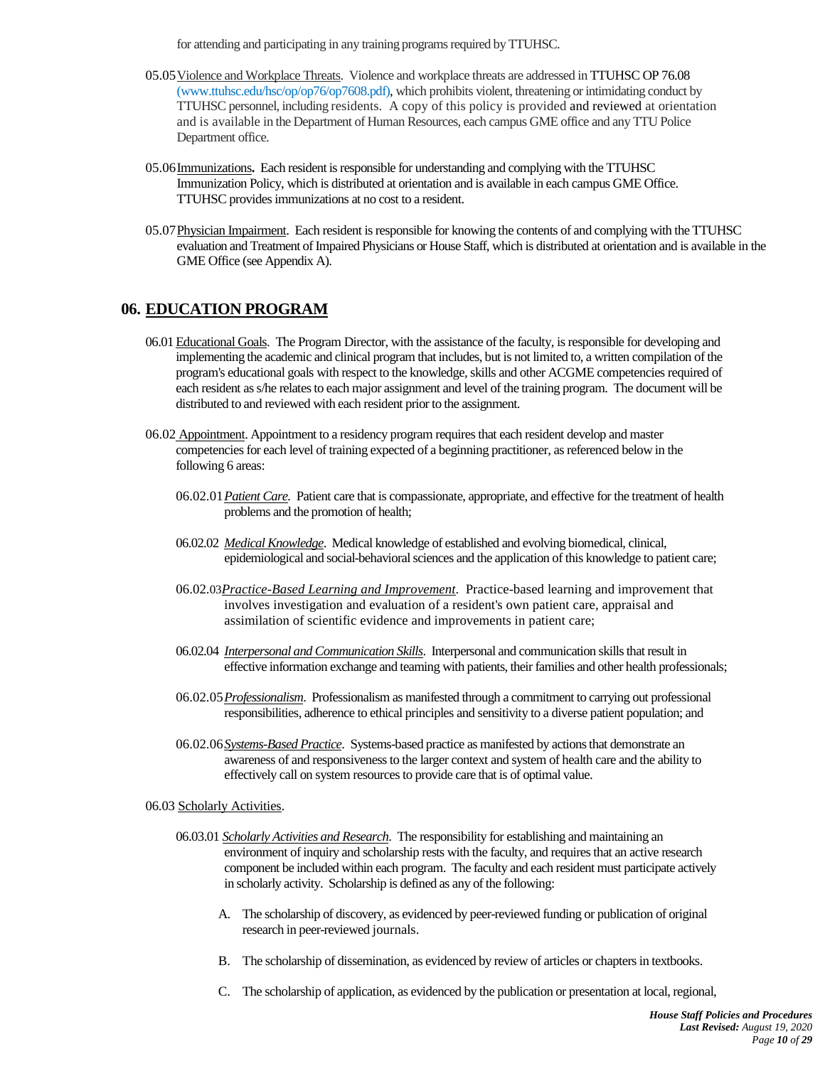for attending and participating in any training programs required by TTUHSC.

05.05 Violence and Workplace Threats. Violence and workplace threats are addressed in TTUHSC OP 76.08 (www.ttuhsc.edu/hsc/op/op76/op7608.pdf), which prohibits violent, threatening or intimidating conduct by TTUHSC personnel, including residents. A copy of this policy is provided and reviewed at orientation and is available in the Department of Human Resources, each campus GME office and any TTU Police Department office.

05.06 Immunizations**.** Each resident is responsible for understanding and complying with the TTUHSC Immunization Policy, which is distributed at orientation and is available in each campus GME Office. TTUHSC provides immunizations at no cost to a resident.

05.07 Physician Impairment. Each resident is responsible for knowing the contents of and complying with the TTUHSC evaluation and Treatment of Impaired Physicians or House Staff, which is distributed at orientation and is available in the GME Office (see Appendix A).

## 06. EDUCATION PROGRAM

06.01 Educational Goals. The Program Director, with the assistance of the faculty, is responsible for developing and implementing the academic and clinical program that includes, but is not limited to, a written compilation of the program's educational goals with respect to the knowledge, skills and other ACGME competencies required of each resident as s/he relates to each major assignment and level of the training program. The document will be distributed to and reviewed with each resident prior to the assignment.

06.02 Appointment. Appointment to a residency program requires that each resident develop and master competencies for each level of training expected of a beginning practitioner, as referenced below in the following 6 areas:

06.02.01 *Patient Care*. Patient care that is compassionate, appropriate, and effective for the treatment of health problems and the promotion of health;

06.02.02 *Medical Knowledge*. Medical knowledge of established and evolving biomedical, clinical, epidemiological and social-behavioral sciences and the application of this knowledge to patient care;

06.02.03 *Practice-Based Learning and Improvement*. Practice-based learning and improvement that involves investigation and evaluation of a resident's own patient care, appraisal and assimilation of scientific evidence and improvements in patient care;

06.02.04 *Interpersonal and Communication Skills*. Interpersonal and communication skills that result in effective information exchange and teaming with patients, their families and other health professionals;

06.02.05 *Professionalism*. Professionalism as manifested through a commitment to carrying out professional responsibilities, adherence to ethical principles and sensitivity to a diverse patient population; and

06.02.06 *Systems-Based Practice*. Systems-based practice as manifested by actions that demonstrate an awareness of and responsiveness to the larger context and system of health care and the ability to effectively call on system resources to provide care that is of optimal value.

06.03 Scholarly Activities.

06.03.01 *Scholarly Activities and Research*. The responsibility for establishing and maintaining an environment of inquiry and scholarship rests with the faculty, and requires that an active research component be included within each program. The faculty and each resident must participate actively in scholarly activity. Scholarship is defined as any of the following:

A. The scholarship of discovery, as evidenced by peer-reviewed funding or publication of original research in peer-reviewed journals.

B. The scholarship of dissemination, as evidenced by review of articles or chapters in textbooks.

C. The scholarship of application, as evidenced by the publication or presentation at local, regional,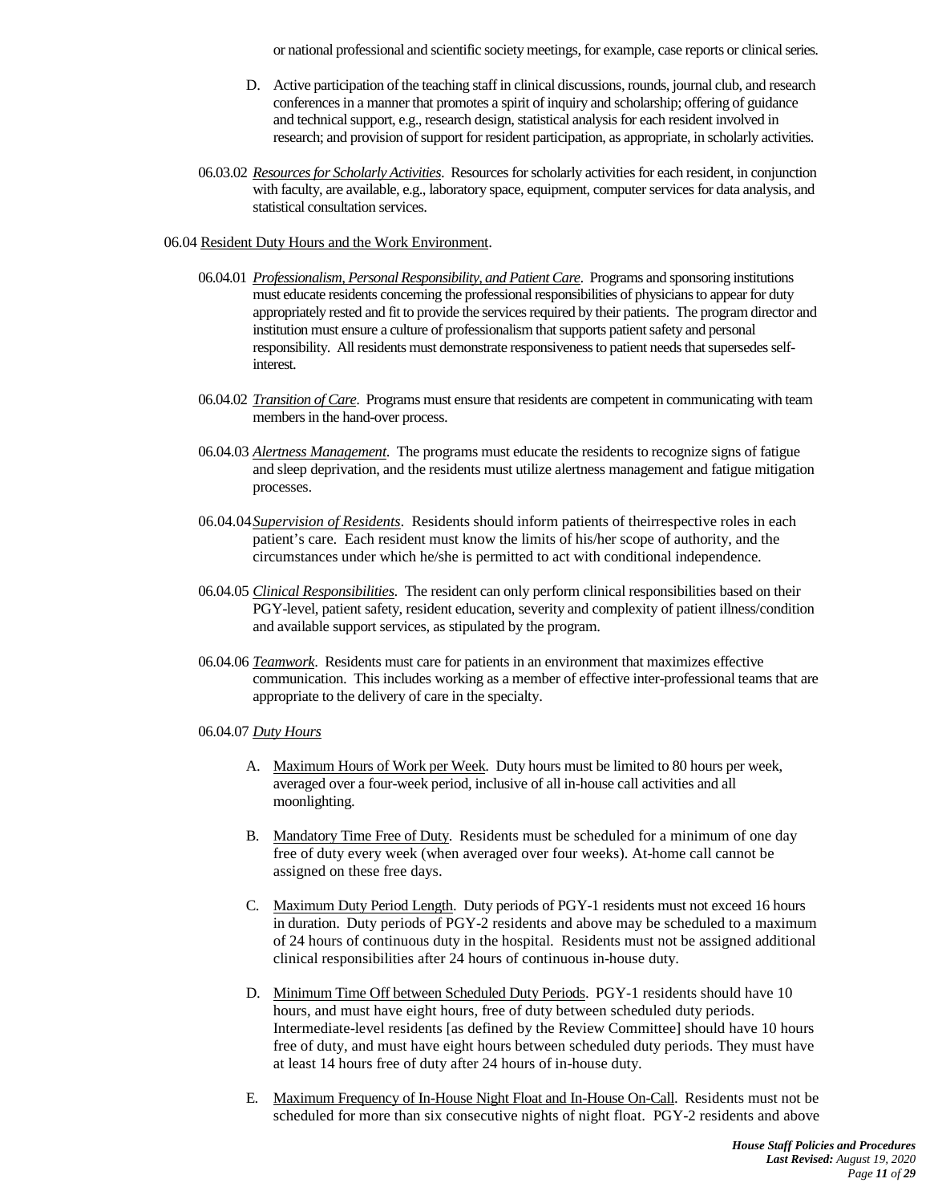or national professional and scientific society meetings, for example, case reports or clinical series.

D. Active participation of the teaching staff in clinical discussions, rounds, journal club, and research conferences in a manner that promotes a spirit of inquiry and scholarship; offering of guidance and technical support, e.g., research design, statistical analysis for each resident involved in research; and provision of support for resident participation, as appropriate, in scholarly activities.

06.03.02 *Resources for Scholarly Activities*. Resources for scholarly activities for each resident, in conjunction with faculty, are available, e.g., laboratory space, equipment, computer services for data analysis, and statistical consultation services.

06.04 Resident Duty Hours and the Work Environment.

06.04.01 *Professionalism, Personal Responsibility, and Patient Care*. Programs and sponsoring institutions must educate residents concerning the professional responsibilities of physicians to appear for duty appropriately rested and fit to provide the services required by their patients. The program director and institution must ensure a culture of professionalism that supports patient safety and personal responsibility. All residents must demonstrate responsiveness to patient needs that supersedes self-interest.

06.04.02 *Transition of Care*. Programs must ensure that residents are competent in communicating with team members in the hand-over process.

06.04.03 *Alertness Management*. The programs must educate the residents to recognize signs of fatigue and sleep deprivation, and the residents must utilize alertness management and fatigue mitigation processes.

06.04.04 *Supervision of Residents*. Residents should inform patients of theirrespective roles in each patient's care. Each resident must know the limits of his/her scope of authority, and the circumstances under which he/she is permitted to act with conditional independence.

06.04.05 *Clinical Responsibilities*. The resident can only perform clinical responsibilities based on their PGY-level, patient safety, resident education, severity and complexity of patient illness/condition and available support services, as stipulated by the program.

06.04.06 *Teamwork*. Residents must care for patients in an environment that maximizes effective communication. This includes working as a member of effective inter-professional teams that are appropriate to the delivery of care in the specialty.

06.04.07 *Duty Hours*

A. Maximum Hours of Work per Week. Duty hours must be limited to 80 hours per week, averaged over a four-week period, inclusive of all in-house call activities and all moonlighting.

B. Mandatory Time Free of Duty. Residents must be scheduled for a minimum of one day free of duty every week (when averaged over four weeks). At-home call cannot be assigned on these free days.

C. Maximum Duty Period Length. Duty periods of PGY-1 residents must not exceed 16 hours in duration. Duty periods of PGY-2 residents and above may be scheduled to a maximum of 24 hours of continuous duty in the hospital. Residents must not be assigned additional clinical responsibilities after 24 hours of continuous in-house duty.

D. Minimum Time Off between Scheduled Duty Periods. PGY-1 residents should have 10 hours, and must have eight hours, free of duty between scheduled duty periods. Intermediate-level residents [as defined by the Review Committee] should have 10 hours free of duty, and must have eight hours between scheduled duty periods. They must have at least 14 hours free of duty after 24 hours of in-house duty.

E. Maximum Frequency of In-House Night Float and In-House On-Call. Residents must not be scheduled for more than six consecutive nights of night float. PGY-2 residents and above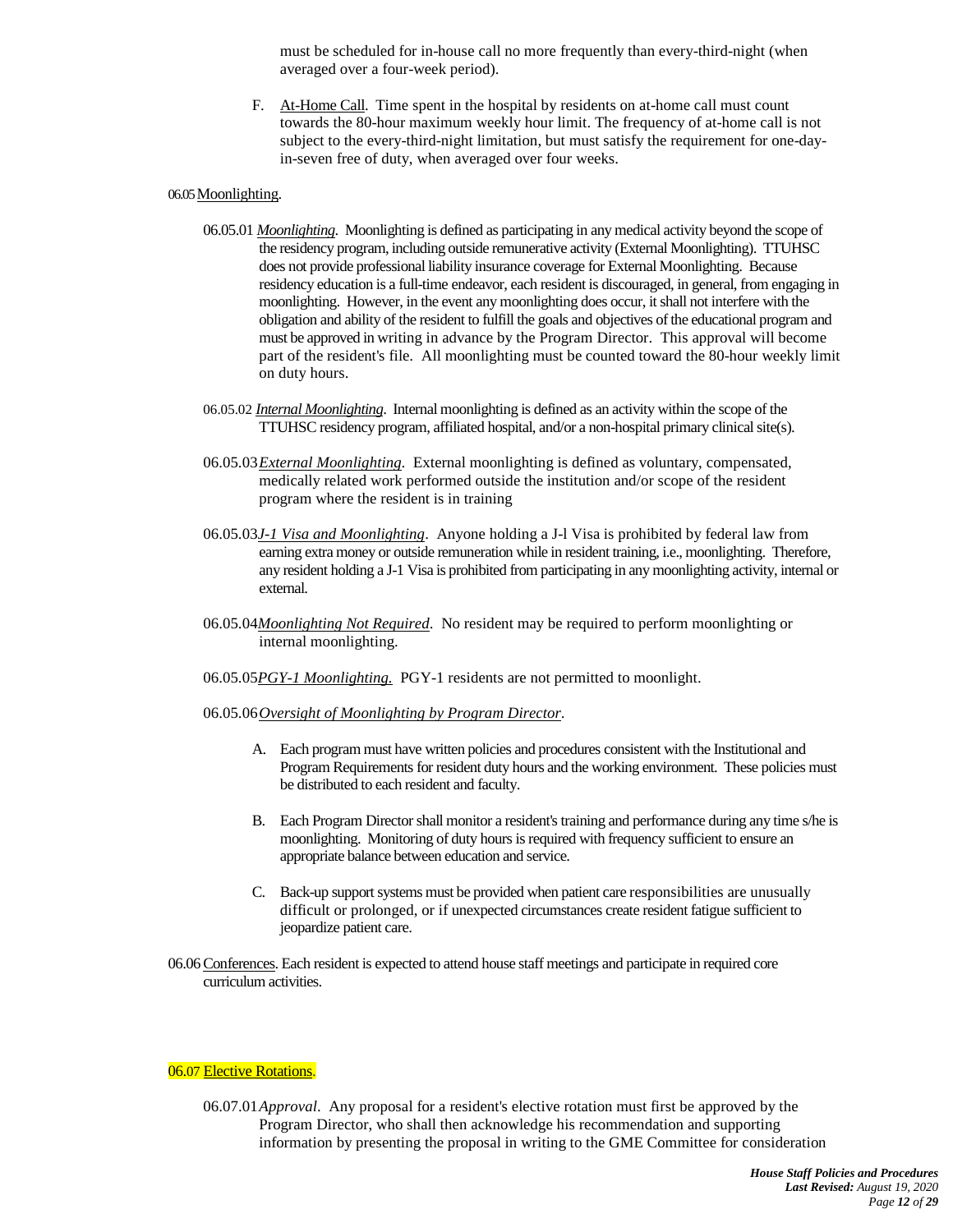must be scheduled for in-house call no more frequently than every-third-night (when averaged over a four-week period).

F. At-Home Call. Time spent in the hospital by residents on at-home call must count towards the 80-hour maximum weekly hour limit. The frequency of at-home call is not subject to the every-third-night limitation, but must satisfy the requirement for one-day-in-seven free of duty, when averaged over four weeks.

06.05 Moonlighting.

06.05.01 *Moonlighting*. Moonlighting is defined as participating in any medical activity beyond the scope of the residency program, including outside remunerative activity (External Moonlighting). TTUHSC does not provide professional liability insurance coverage for External Moonlighting. Because residency education is a full-time endeavor, each resident is discouraged, in general, from engaging in moonlighting. However, in the event any moonlighting does occur, it shall not interfere with the obligation and ability of the resident to fulfill the goals and objectives of the educational program and must be approved in writing in advance by the Program Director. This approval will become part of the resident's file. All moonlighting must be counted toward the 80-hour weekly limit on duty hours.

06.05.02 *Internal Moonlighting*. Internal moonlighting is defined as an activity within the scope of the TTUHSC residency program, affiliated hospital, and/or a non-hospital primary clinical site(s).

06.05.03 *External Moonlighting*. External moonlighting is defined as voluntary, compensated, medically related work performed outside the institution and/or scope of the resident program where the resident is in training

06.05.03 *J-1 Visa and Moonlighting*. Anyone holding a J-l Visa is prohibited by federal law from earning extra money or outside remuneration while in resident training, i.e., moonlighting. Therefore, any resident holding a J-1 Visa is prohibited from participating in any moonlighting activity, internal or external.

06.05.04 *Moonlighting Not Required*. No resident may be required to perform moonlighting or internal moonlighting.

06.05.05 *PGY-1 Moonlighting.* PGY-1 residents are not permitted to moonlight.

06.05.06 *Oversight of Moonlighting by Program Director*.

A. Each program must have written policies and procedures consistent with the Institutional and Program Requirements for resident duty hours and the working environment. These policies must be distributed to each resident and faculty.

B. Each Program Director shall monitor a resident's training and performance during any time s/he is moonlighting. Monitoring of duty hours is required with frequency sufficient to ensure an appropriate balance between education and service.

C. Back-up support systems must be provided when patient care responsibilities are unusually difficult or prolonged, or if unexpected circumstances create resident fatigue sufficient to jeopardize patient care.

06.06 Conferences. Each resident is expected to attend house staff meetings and participate in required core curriculum activities.

06.07 Elective Rotations.

06.07.01 *Approval*. Any proposal for a resident's elective rotation must first be approved by the Program Director, who shall then acknowledge his recommendation and supporting information by presenting the proposal in writing to the GME Committee for consideration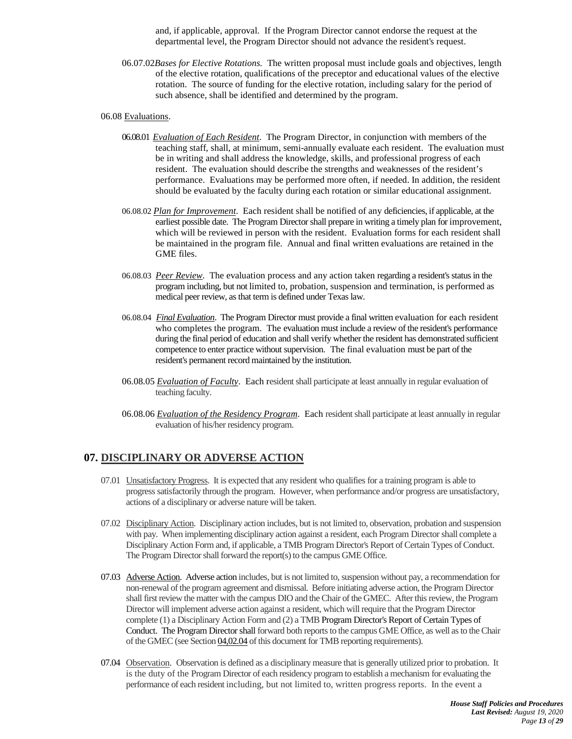and, if applicable, approval. If the Program Director cannot endorse the request at the departmental level, the Program Director should not advance the resident's request.

06.07.02 *Bases for Elective Rotations.* The written proposal must include goals and objectives, length of the elective rotation, qualifications of the preceptor and educational values of the elective rotation. The source of funding for the elective rotation, including salary for the period of such absence, shall be identified and determined by the program.

06.08 Evaluations.

06.08.01 ***Evaluation of Each Resident***. The Program Director, in conjunction with members of the teaching staff, shall, at minimum, semi-annually evaluate each resident. The evaluation must be in writing and shall address the knowledge, skills, and professional progress of each resident. The evaluation should describe the strengths and weaknesses of the resident's performance. Evaluations may be performed more often, if needed. In addition, the resident should be evaluated by the faculty during each rotation or similar educational assignment.

06.08.02 ***Plan for Improvement***. Each resident shall be notified of any deficiencies, if applicable, at the earliest possible date. The Program Director shall prepare in writing a timely plan for improvement, which will be reviewed in person with the resident. Evaluation forms for each resident shall be maintained in the program file. Annual and final written evaluations are retained in the GME files.

06.08.03 ***Peer Review***. The evaluation process and any action taken regarding a resident's status in the program including, but not limited to, probation, suspension and termination, is performed as medical peer review, as that term is defined under Texas law.

06.08.04 ***Final Evaluation***. The Program Director must provide a final written evaluation for each resident who completes the program. The evaluation must include a review of the resident's performance during the final period of education and shall verify whether the resident has demonstrated sufficient competence to enter practice without supervision. The final evaluation must be part of the resident's permanent record maintained by the institution.

06.08.05 ***Evaluation of Faculty***. Each resident shall participate at least annually in regular evaluation of teaching faculty.

06.08.06 ***Evaluation of the Residency Program***. Each resident shall participate at least annually in regular evaluation of his/her residency program.

## 07. DISCIPLINARY OR ADVERSE ACTION

07.01 Unsatisfactory Progress. It is expected that any resident who qualifies for a training program is able to progress satisfactorily through the program. However, when performance and/or progress are unsatisfactory, actions of a disciplinary or adverse nature will be taken.

07.02 Disciplinary Action. Disciplinary action includes, but is not limited to, observation, probation and suspension with pay. When implementing disciplinary action against a resident, each Program Director shall complete a Disciplinary Action Form and, if applicable, a TMB Program Director's Report of Certain Types of Conduct. The Program Director shall forward the report(s) to the campus GME Office.

07.03 Adverse Action. Adverse action includes, but is not limited to, suspension without pay, a recommendation for non-renewal of the program agreement and dismissal. Before initiating adverse action, the Program Director shall first review the matter with the campus DIO and the Chair of the GMEC. After this review, the Program Director will implement adverse action against a resident, which will require that the Program Director complete (1) a Disciplinary Action Form and (2) a TMB Program Director's Report of Certain Types of Conduct. The Program Director shall forward both reports to the campus GME Office, as well as to the Chair of the GMEC (see Section 04,02.04 of this document for TMB reporting requirements).

07.04 Observation. Observation is defined as a disciplinary measure that is generally utilized prior to probation. It is the duty of the Program Director of each residency program to establish a mechanism for evaluating the performance of each resident including, but not limited to, written progress reports. In the event a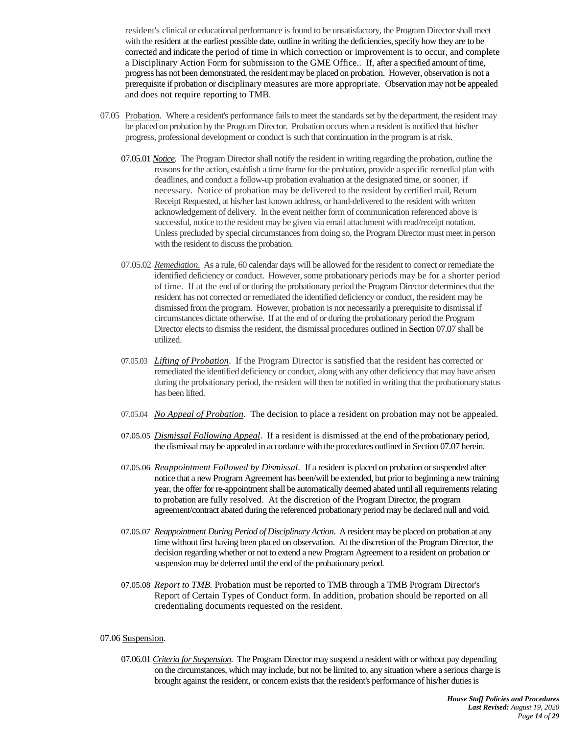resident's clinical or educational performance is found to be unsatisfactory, the Program Director shall meet with the resident at the earliest possible date, outline in writing the deficiencies, specify how they are to be corrected and indicate the period of time in which correction or improvement is to occur, and complete a Disciplinary Action Form for submission to the GME Office.. If, after a specified amount of time, progress has not been demonstrated, the resident may be placed on probation. However, observation is not a prerequisite if probation or disciplinary measures are more appropriate. Observation may not be appealed and does not require reporting to TMB.

07.05 Probation. Where a resident's performance fails to meet the standards set by the department, the resident may be placed on probation by the Program Director. Probation occurs when a resident is notified that his/her progress, professional development or conduct is such that continuation in the program is at risk.

07.05.01 *Notice*. The Program Director shall notify the resident in writing regarding the probation, outline the reasons for the action, establish a time frame for the probation, provide a specific remedial plan with deadlines, and conduct a follow-up probation evaluation at the designated time, or sooner, if necessary. Notice of probation may be delivered to the resident by certified mail, Return Receipt Requested, at his/her last known address, or hand-delivered to the resident with written acknowledgement of delivery. In the event neither form of communication referenced above is successful, notice to the resident may be given via email attachment with read/receipt notation. Unless precluded by special circumstances from doing so, the Program Director must meet in person with the resident to discuss the probation.

07.05.02 *Remediation*. As a rule, 60 calendar days will be allowed for the resident to correct or remediate the identified deficiency or conduct. However, some probationary periods may be for a shorter period of time. If at the end of or during the probationary period the Program Director determines that the resident has not corrected or remediated the identified deficiency or conduct, the resident may be dismissed from the program. However, probation is not necessarily a prerequisite to dismissal if circumstances dictate otherwise. If at the end of or during the probationary period the Program Director elects to dismiss the resident, the dismissal procedures outlined in Section 07.07 shall be utilized.

07.05.03 *Lifting of Probation*. If the Program Director is satisfied that the resident has corrected or remediated the identified deficiency or conduct, along with any other deficiency that may have arisen during the probationary period, the resident will then be notified in writing that the probationary status has been lifted.

07.05.04 *No Appeal of Probation*. The decision to place a resident on probation may not be appealed.

07.05.05 *Dismissal Following Appeal*. If a resident is dismissed at the end of the probationary period, the dismissal may be appealed in accordance with the procedures outlined in Section 07.07 herein.

07.05.06 *Reappointment Followed by Dismissal*. If a resident is placed on probation or suspended after notice that a new Program Agreement has been/will be extended, but prior to beginning a new training year, the offer for re-appointment shall be automatically deemed abated until all requirements relating to probation are fully resolved. At the discretion of the Program Director, the program agreement/contract abated during the referenced probationary period may be declared null and void.

07.05.07 *Reappointment During Period of Disciplinary Action*. A resident may be placed on probation at any time without first having been placed on observation. At the discretion of the Program Director, the decision regarding whether or not to extend a new Program Agreement to a resident on probation or suspension may be deferred until the end of the probationary period.

07.05.08 *Report to TMB.* Probation must be reported to TMB through a TMB Program Director's Report of Certain Types of Conduct form. In addition, probation should be reported on all credentialing documents requested on the resident.

07.06 Suspension.

07.06.01 *Criteria for Suspension*. The Program Director may suspend a resident with or without pay depending on the circumstances, which may include, but not be limited to, any situation where a serious charge is brought against the resident, or concern exists that the resident's performance of his/her duties is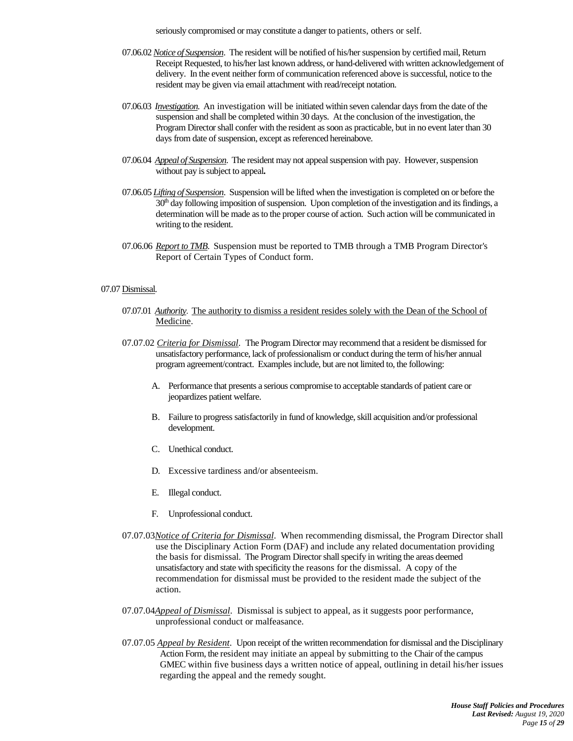seriously compromised or may constitute a danger to patients, others or self.

07.06.02 *Notice of Suspension*. The resident will be notified of his/her suspension by certified mail, Return Receipt Requested, to his/her last known address, or hand-delivered with written acknowledgement of delivery. In the event neither form of communication referenced above is successful, notice to the resident may be given via email attachment with read/receipt notation.

07.06.03 *Investigation*. An investigation will be initiated within seven calendar days from the date of the suspension and shall be completed within 30 days. At the conclusion of the investigation, the Program Director shall confer with the resident as soon as practicable, but in no event later than 30 days from date of suspension, except as referenced hereinabove.

07.06.04 *Appeal of Suspension*. The resident may not appeal suspension with pay. However, suspension without pay is subject to appeal**.**

07.06.05 *Lifting of Suspension*. Suspension will be lifted when the investigation is completed on or before the 30th day following imposition of suspension. Upon completion of the investigation and its findings, a determination will be made as to the proper course of action. Such action will be communicated in writing to the resident.

07.06.06 *Report to TMB*. Suspension must be reported to TMB through a TMB Program Director's Report of Certain Types of Conduct form.

07.07 Dismissal.

07.07.01 *Authority*. The authority to dismiss a resident resides solely with the Dean of the School of Medicine.

07.07.02 *Criteria for Dismissal*. The Program Director may recommend that a resident be dismissed for unsatisfactory performance, lack of professionalism or conduct during the term of his/her annual program agreement/contract. Examples include, but are not limited to, the following:

A. Performance that presents a serious compromise to acceptable standards of patient care or jeopardizes patient welfare.

B. Failure to progress satisfactorily in fund of knowledge, skill acquisition and/or professional development.

C. Unethical conduct.

D. Excessive tardiness and/or absenteeism.

E. Illegal conduct.

F. Unprofessional conduct.

07.07.03 *Notice of Criteria for Dismissal*. When recommending dismissal, the Program Director shall use the Disciplinary Action Form (DAF) and include any related documentation providing the basis for dismissal. The Program Director shall specify in writing the areas deemed unsatisfactory and state with specificity the reasons for the dismissal. A copy of the recommendation for dismissal must be provided to the resident made the subject of the action.

07.07.04 *Appeal of Dismissal*. Dismissal is subject to appeal, as it suggests poor performance, unprofessional conduct or malfeasance.

07.07.05 *Appeal by Resident*. Upon receipt of the written recommendation for dismissal and the Disciplinary Action Form, the resident may initiate an appeal by submitting to the Chair of the campus GMEC within five business days a written notice of appeal, outlining in detail his/her issues regarding the appeal and the remedy sought.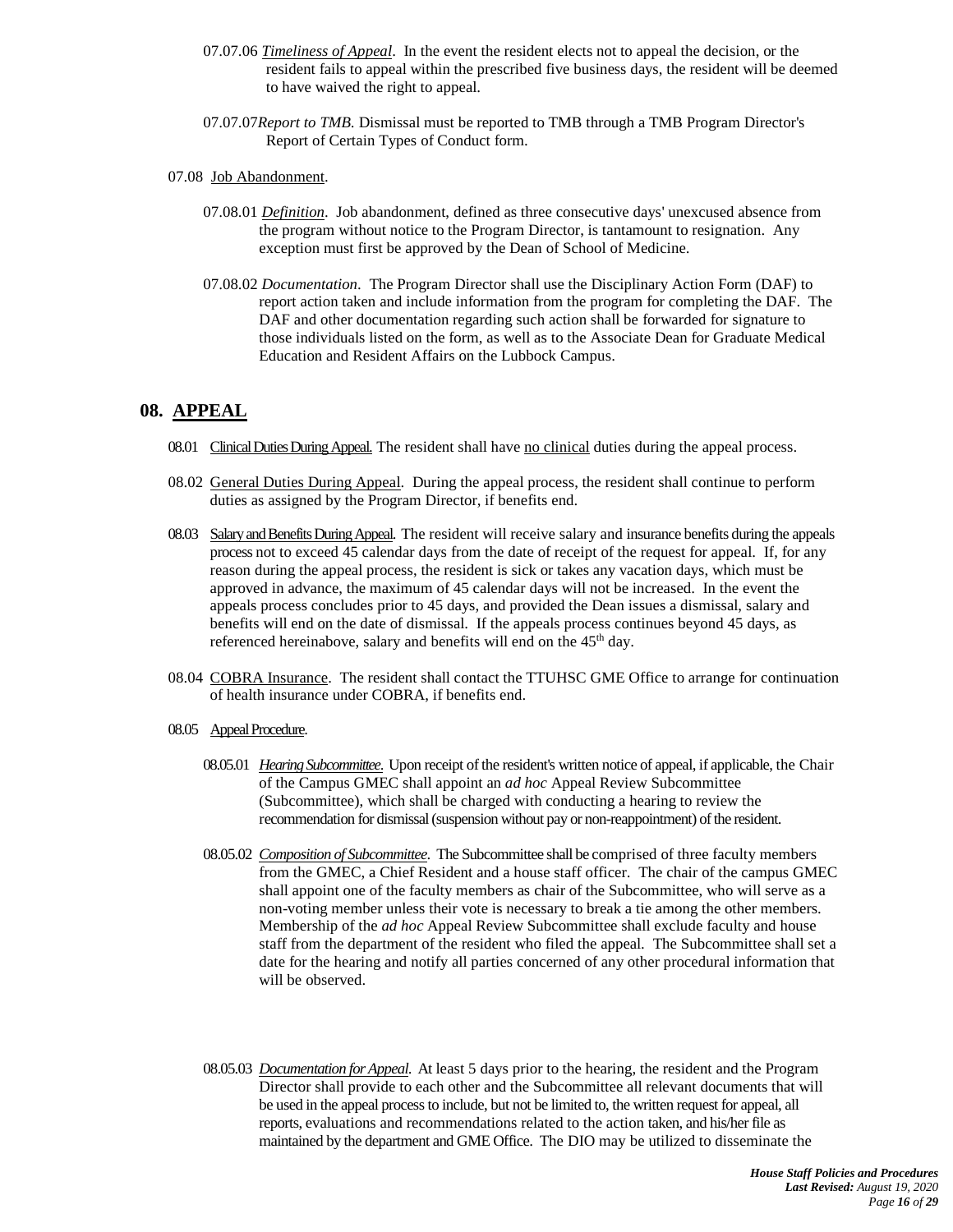07.07.06 _Timeliness of Appeal_. In the event the resident elects not to appeal the decision, or the resident fails to appeal within the prescribed five business days, the resident will be deemed to have waived the right to appeal.

07.07.07 _Report to TMB._ Dismissal must be reported to TMB through a TMB Program Director's Report of Certain Types of Conduct form.

07.08 Job Abandonment.

07.08.01 _Definition_. Job abandonment, defined as three consecutive days' unexcused absence from the program without notice to the Program Director, is tantamount to resignation. Any exception must first be approved by the Dean of School of Medicine.

07.08.02 _Documentation_. The Program Director shall use the Disciplinary Action Form (DAF) to report action taken and include information from the program for completing the DAF. The DAF and other documentation regarding such action shall be forwarded for signature to those individuals listed on the form, as well as to the Associate Dean for Graduate Medical Education and Resident Affairs on the Lubbock Campus.

## 08. APPEAL

08.01 Clinical Duties During Appeal. The resident shall have no clinical duties during the appeal process.

08.02 General Duties During Appeal. During the appeal process, the resident shall continue to perform duties as assigned by the Program Director, if benefits end.

08.03 Salary and Benefits During Appeal. The resident will receive salary and insurance benefits during the appeals process not to exceed 45 calendar days from the date of receipt of the request for appeal. If, for any reason during the appeal process, the resident is sick or takes any vacation days, which must be approved in advance, the maximum of 45 calendar days will not be increased. In the event the appeals process concludes prior to 45 days, and provided the Dean issues a dismissal, salary and benefits will end on the date of dismissal. If the appeals process continues beyond 45 days, as referenced hereinabove, salary and benefits will end on the 45th day.

08.04 COBRA Insurance. The resident shall contact the TTUHSC GME Office to arrange for continuation of health insurance under COBRA, if benefits end.

08.05 Appeal Procedure.

08.05.01 _Hearing Subcommittee_. Upon receipt of the resident's written notice of appeal, if applicable, the Chair of the Campus GMEC shall appoint an _ad hoc_ Appeal Review Subcommittee (Subcommittee), which shall be charged with conducting a hearing to review the recommendation for dismissal (suspension without pay or non-reappointment) of the resident.

08.05.02 _Composition of Subcommittee_. The Subcommittee shall be comprised of three faculty members from the GMEC, a Chief Resident and a house staff officer. The chair of the campus GMEC shall appoint one of the faculty members as chair of the Subcommittee, who will serve as a non-voting member unless their vote is necessary to break a tie among the other members. Membership of the _ad hoc_ Appeal Review Subcommittee shall exclude faculty and house staff from the department of the resident who filed the appeal. The Subcommittee shall set a date for the hearing and notify all parties concerned of any other procedural information that will be observed.

08.05.03 _Documentation for Appeal_. At least 5 days prior to the hearing, the resident and the Program Director shall provide to each other and the Subcommittee all relevant documents that will be used in the appeal process to include, but not be limited to, the written request for appeal, all reports, evaluations and recommendations related to the action taken, and his/her file as maintained by the department and GME Office. The DIO may be utilized to disseminate the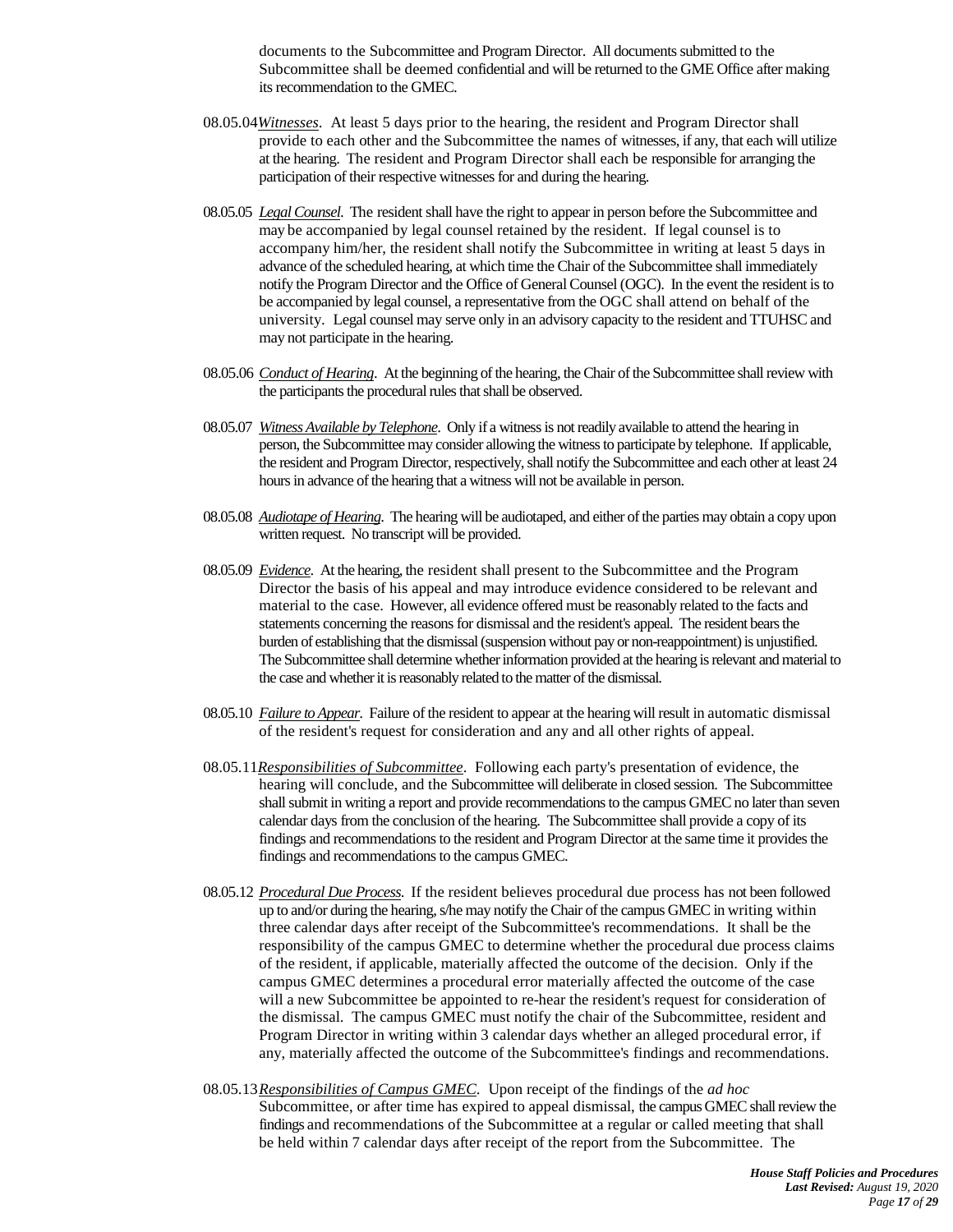documents to the Subcommittee and Program Director. All documents submitted to the Subcommittee shall be deemed confidential and will be returned to the GME Office after making its recommendation to the GMEC.

08.05.04 *Witnesses*. At least 5 days prior to the hearing, the resident and Program Director shall provide to each other and the Subcommittee the names of witnesses, if any, that each will utilize at the hearing. The resident and Program Director shall each be responsible for arranging the participation of their respective witnesses for and during the hearing.

08.05.05 *Legal Counsel*. The resident shall have the right to appear in person before the Subcommittee and may be accompanied by legal counsel retained by the resident. If legal counsel is to accompany him/her, the resident shall notify the Subcommittee in writing at least 5 days in advance of the scheduled hearing, at which time the Chair of the Subcommittee shall immediately notify the Program Director and the Office of General Counsel (OGC). In the event the resident is to be accompanied by legal counsel, a representative from the OGC shall attend on behalf of the university. Legal counsel may serve only in an advisory capacity to the resident and TTUHSC and may not participate in the hearing.

08.05.06 *Conduct of Hearing*. At the beginning of the hearing, the Chair of the Subcommittee shall review with the participants the procedural rules that shall be observed.

08.05.07 *Witness Available by Telephone*. Only if a witness is not readily available to attend the hearing in person, the Subcommittee may consider allowing the witness to participate by telephone. If applicable, the resident and Program Director, respectively, shall notify the Subcommittee and each other at least 24 hours in advance of the hearing that a witness will not be available in person.

08.05.08 *Audiotape of Hearing*. The hearing will be audiotaped, and either of the parties may obtain a copy upon written request. No transcript will be provided.

08.05.09 *Evidence*. At the hearing, the resident shall present to the Subcommittee and the Program Director the basis of his appeal and may introduce evidence considered to be relevant and material to the case. However, all evidence offered must be reasonably related to the facts and statements concerning the reasons for dismissal and the resident's appeal. The resident bears the burden of establishing that the dismissal (suspension without pay or non-reappointment) is unjustified. The Subcommittee shall determine whether information provided at the hearing is relevant and material to the case and whether it is reasonably related to the matter of the dismissal.

08.05.10 *Failure to Appear*. Failure of the resident to appear at the hearing will result in automatic dismissal of the resident's request for consideration and any and all other rights of appeal.

08.05.11 *Responsibilities of Subcommittee*. Following each party's presentation of evidence, the hearing will conclude, and the Subcommittee will deliberate in closed session. The Subcommittee shall submit in writing a report and provide recommendations to the campus GMEC no later than seven calendar days from the conclusion of the hearing. The Subcommittee shall provide a copy of its findings and recommendations to the resident and Program Director at the same time it provides the findings and recommendations to the campus GMEC.

08.05.12 *Procedural Due Process*. If the resident believes procedural due process has not been followed up to and/or during the hearing, s/he may notify the Chair of the campus GMEC in writing within three calendar days after receipt of the Subcommittee's recommendations. It shall be the responsibility of the campus GMEC to determine whether the procedural due process claims of the resident, if applicable, materially affected the outcome of the decision. Only if the campus GMEC determines a procedural error materially affected the outcome of the case will a new Subcommittee be appointed to re-hear the resident's request for consideration of the dismissal. The campus GMEC must notify the chair of the Subcommittee, resident and Program Director in writing within 3 calendar days whether an alleged procedural error, if any, materially affected the outcome of the Subcommittee's findings and recommendations.

08.05.13 *Responsibilities of Campus GMEC*. Upon receipt of the findings of the *ad hoc* Subcommittee, or after time has expired to appeal dismissal, the campus GMEC shall review the findings and recommendations of the Subcommittee at a regular or called meeting that shall be held within 7 calendar days after receipt of the report from the Subcommittee. The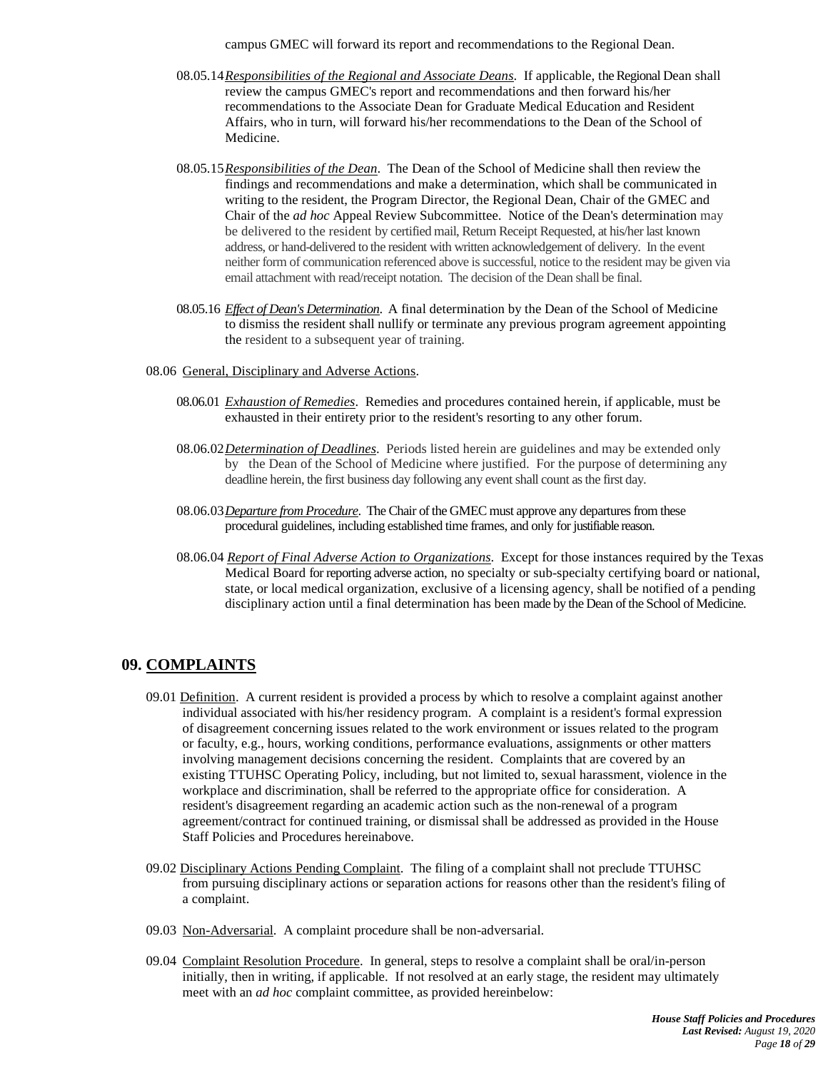campus GMEC will forward its report and recommendations to the Regional Dean.

08.05.14 *Responsibilities of the Regional and Associate Deans*. If applicable, the Regional Dean shall review the campus GMEC's report and recommendations and then forward his/her recommendations to the Associate Dean for Graduate Medical Education and Resident Affairs, who in turn, will forward his/her recommendations to the Dean of the School of Medicine.

08.05.15 *Responsibilities of the Dean*. The Dean of the School of Medicine shall then review the findings and recommendations and make a determination, which shall be communicated in writing to the resident, the Program Director, the Regional Dean, Chair of the GMEC and Chair of the *ad hoc* Appeal Review Subcommittee. Notice of the Dean's determination may be delivered to the resident by certified mail, Return Receipt Requested, at his/her last known address, or hand-delivered to the resident with written acknowledgement of delivery. In the event neither form of communication referenced above is successful, notice to the resident may be given via email attachment with read/receipt notation. The decision of the Dean shall be final.

08.05.16 *Effect of Dean's Determination*. A final determination by the Dean of the School of Medicine to dismiss the resident shall nullify or terminate any previous program agreement appointing the resident to a subsequent year of training.

08.06 General, Disciplinary and Adverse Actions.

08.06.01 *Exhaustion of Remedies*. Remedies and procedures contained herein, if applicable, must be exhausted in their entirety prior to the resident's resorting to any other forum.

08.06.02 *Determination of Deadlines*. Periods listed herein are guidelines and may be extended only by the Dean of the School of Medicine where justified. For the purpose of determining any deadline herein, the first business day following any event shall count as the first day.

08.06.03 *Departure from Procedure*. The Chair of the GMEC must approve any departures from these procedural guidelines, including established time frames, and only for justifiable reason.

08.06.04 *Report of Final Adverse Action to Organizations*. Except for those instances required by the Texas Medical Board for reporting adverse action, no specialty or sub-specialty certifying board or national, state, or local medical organization, exclusive of a licensing agency, shall be notified of a pending disciplinary action until a final determination has been made by the Dean of the School of Medicine.

## 09. COMPLAINTS

09.01 Definition. A current resident is provided a process by which to resolve a complaint against another individual associated with his/her residency program. A complaint is a resident's formal expression of disagreement concerning issues related to the work environment or issues related to the program or faculty, e.g., hours, working conditions, performance evaluations, assignments or other matters involving management decisions concerning the resident. Complaints that are covered by an existing TTUHSC Operating Policy, including, but not limited to, sexual harassment, violence in the workplace and discrimination, shall be referred to the appropriate office for consideration. A resident's disagreement regarding an academic action such as the non-renewal of a program agreement/contract for continued training, or dismissal shall be addressed as provided in the House Staff Policies and Procedures hereinabove.

09.02 Disciplinary Actions Pending Complaint. The filing of a complaint shall not preclude TTUHSC from pursuing disciplinary actions or separation actions for reasons other than the resident's filing of a complaint.

09.03 Non-Adversarial. A complaint procedure shall be non-adversarial.

09.04 Complaint Resolution Procedure. In general, steps to resolve a complaint shall be oral/in-person initially, then in writing, if applicable. If not resolved at an early stage, the resident may ultimately meet with an *ad hoc* complaint committee, as provided hereinbelow: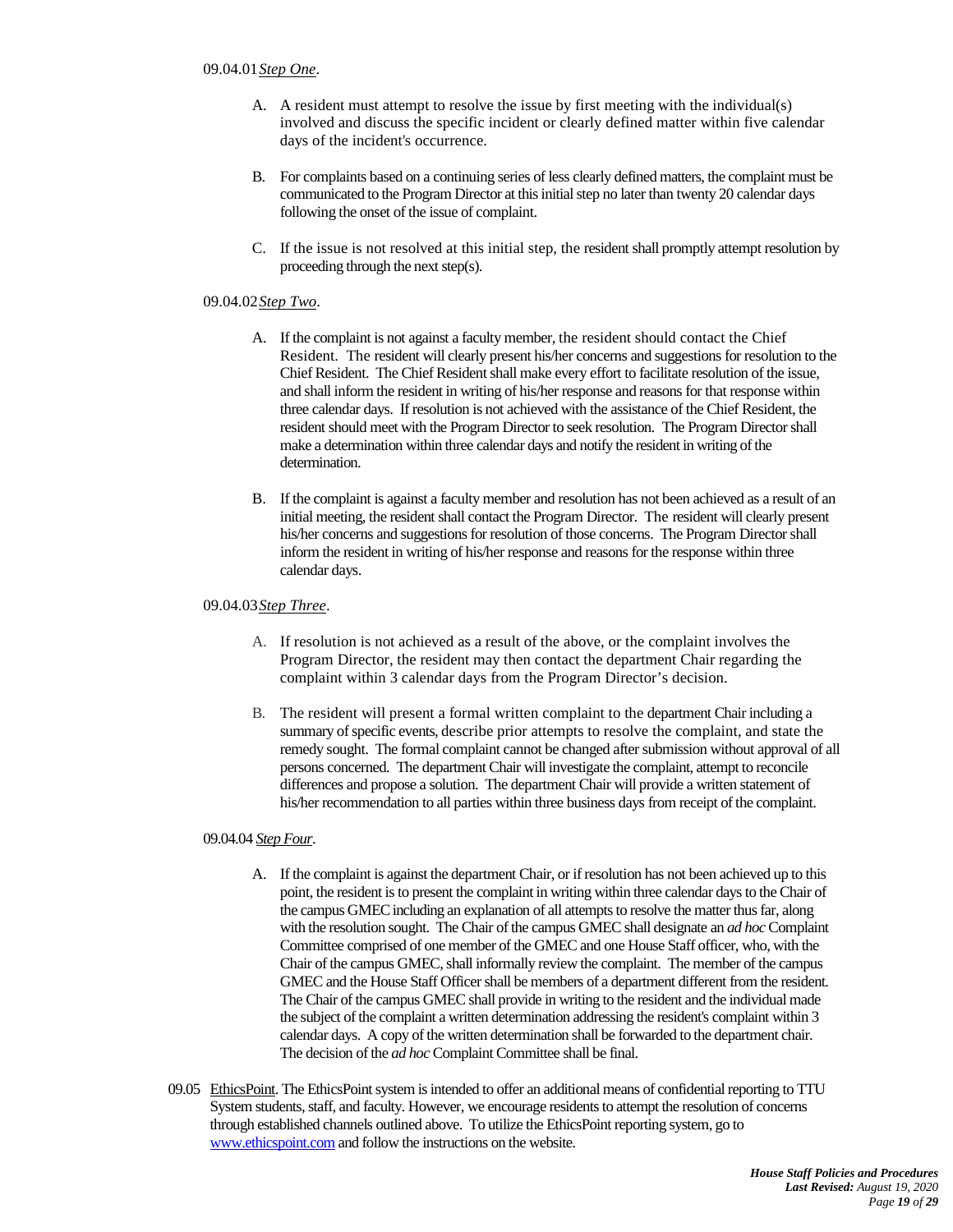09.04.01 *Step One*.

A. A resident must attempt to resolve the issue by first meeting with the individual(s) involved and discuss the specific incident or clearly defined matter within five calendar days of the incident's occurrence.

B. For complaints based on a continuing series of less clearly defined matters, the complaint must be communicated to the Program Director at this initial step no later than twenty 20 calendar days following the onset of the issue of complaint.

C. If the issue is not resolved at this initial step, the resident shall promptly attempt resolution by proceeding through the next step(s).

09.04.02 *Step Two*.

A. If the complaint is not against a faculty member, the resident should contact the Chief Resident. The resident will clearly present his/her concerns and suggestions for resolution to the Chief Resident. The Chief Resident shall make every effort to facilitate resolution of the issue, and shall inform the resident in writing of his/her response and reasons for that response within three calendar days. If resolution is not achieved with the assistance of the Chief Resident, the resident should meet with the Program Director to seek resolution. The Program Director shall make a determination within three calendar days and notify the resident in writing of the determination.

B. If the complaint is against a faculty member and resolution has not been achieved as a result of an initial meeting, the resident shall contact the Program Director. The resident will clearly present his/her concerns and suggestions for resolution of those concerns. The Program Director shall inform the resident in writing of his/her response and reasons for the response within three calendar days.

09.04.03 *Step Three*.

A. If resolution is not achieved as a result of the above, or the complaint involves the Program Director, the resident may then contact the department Chair regarding the complaint within 3 calendar days from the Program Director's decision.

B. The resident will present a formal written complaint to the department Chair including a summary of specific events, describe prior attempts to resolve the complaint, and state the remedy sought. The formal complaint cannot be changed after submission without approval of all persons concerned. The department Chair will investigate the complaint, attempt to reconcile differences and propose a solution. The department Chair will provide a written statement of his/her recommendation to all parties within three business days from receipt of the complaint.

09.04.04 *Step Four*.

A. If the complaint is against the department Chair, or if resolution has not been achieved up to this point, the resident is to present the complaint in writing within three calendar days to the Chair of the campus GMEC including an explanation of all attempts to resolve the matter thus far, along with the resolution sought. The Chair of the campus GMEC shall designate an *ad hoc* Complaint Committee comprised of one member of the GMEC and one House Staff officer, who, with the Chair of the campus GMEC, shall informally review the complaint. The member of the campus GMEC and the House Staff Officer shall be members of a department different from the resident. The Chair of the campus GMEC shall provide in writing to the resident and the individual made the subject of the complaint a written determination addressing the resident's complaint within 3 calendar days. A copy of the written determination shall be forwarded to the department chair. The decision of the *ad hoc* Complaint Committee shall be final.

09.05 EthicsPoint. The EthicsPoint system is intended to offer an additional means of confidential reporting to TTU System students, staff, and faculty. However, we encourage residents to attempt the resolution of concerns through established channels outlined above. To utilize the EthicsPoint reporting system, go to www.ethicspoint.com and follow the instructions on the website.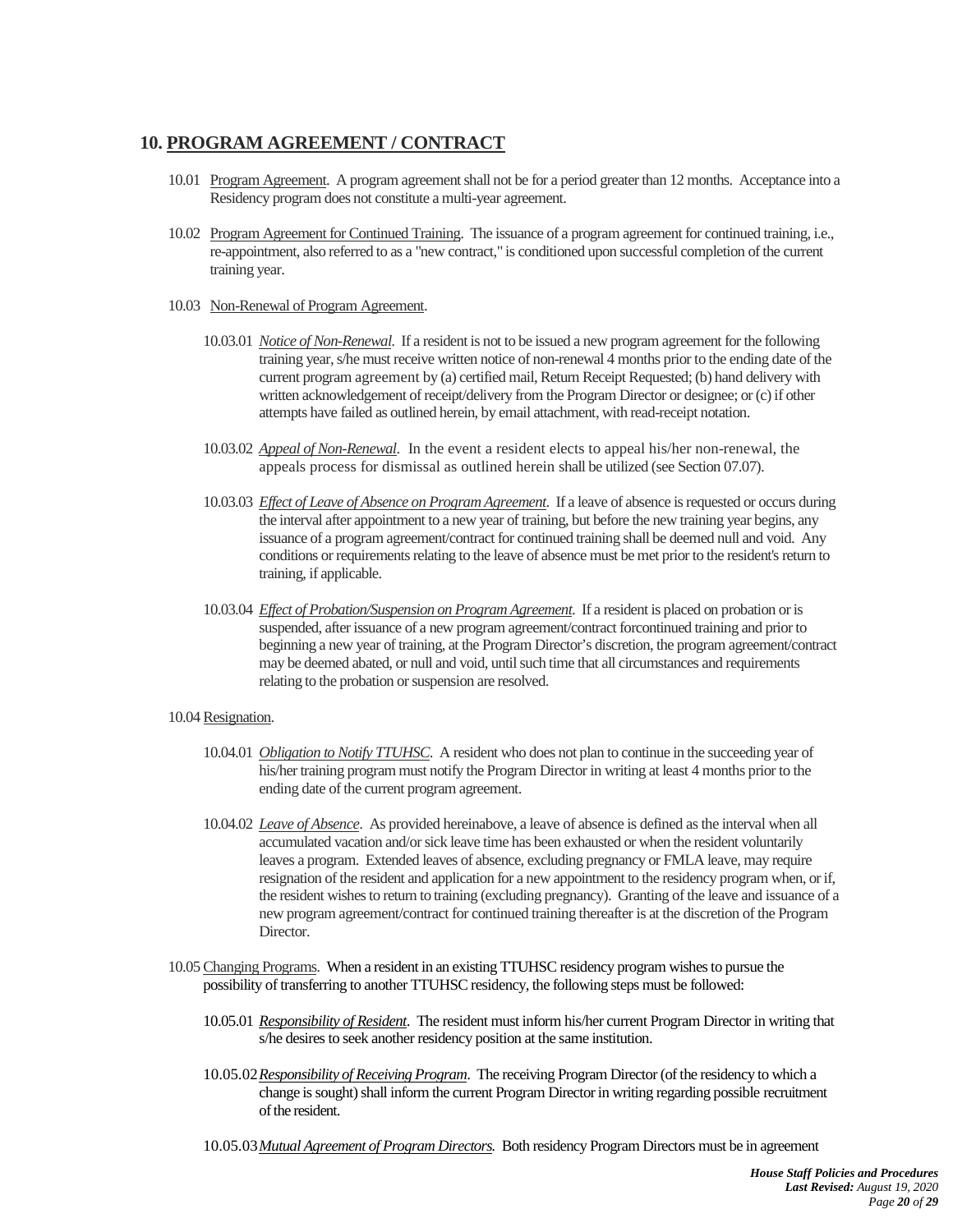## 10. PROGRAM AGREEMENT / CONTRACT

10.01 Program Agreement. A program agreement shall not be for a period greater than 12 months. Acceptance into a Residency program does not constitute a multi-year agreement.

10.02 Program Agreement for Continued Training. The issuance of a program agreement for continued training, i.e., re-appointment, also referred to as a "new contract," is conditioned upon successful completion of the current training year.

10.03 Non-Renewal of Program Agreement.

10.03.01 *Notice of Non-Renewal*. If a resident is not to be issued a new program agreement for the following training year, s/he must receive written notice of non-renewal 4 months prior to the ending date of the current program agreement by (a) certified mail, Return Receipt Requested; (b) hand delivery with written acknowledgement of receipt/delivery from the Program Director or designee; or (c) if other attempts have failed as outlined herein, by email attachment, with read-receipt notation.

10.03.02 *Appeal of Non-Renewal*. In the event a resident elects to appeal his/her non-renewal, the appeals process for dismissal as outlined herein shall be utilized (see Section 07.07).

10.03.03 *Effect of Leave of Absence on Program Agreement*. If a leave of absence is requested or occurs during the interval after appointment to a new year of training, but before the new training year begins, any issuance of a program agreement/contract for continued training shall be deemed null and void. Any conditions or requirements relating to the leave of absence must be met prior to the resident's return to training, if applicable.

10.03.04 *Effect of Probation/Suspension on Program Agreement*. If a resident is placed on probation or is suspended, after issuance of a new program agreement/contract forcontinued training and prior to beginning a new year of training, at the Program Director's discretion, the program agreement/contract may be deemed abated, or null and void, until such time that all circumstances and requirements relating to the probation or suspension are resolved.

10.04 Resignation.

10.04.01 *Obligation to Notify TTUHSC*. A resident who does not plan to continue in the succeeding year of his/her training program must notify the Program Director in writing at least 4 months prior to the ending date of the current program agreement.

10.04.02 *Leave of Absence*. As provided hereinabove, a leave of absence is defined as the interval when all accumulated vacation and/or sick leave time has been exhausted or when the resident voluntarily leaves a program. Extended leaves of absence, excluding pregnancy or FMLA leave, may require resignation of the resident and application for a new appointment to the residency program when, or if, the resident wishes to return to training (excluding pregnancy). Granting of the leave and issuance of a new program agreement/contract for continued training thereafter is at the discretion of the Program Director.

10.05 Changing Programs. When a resident in an existing TTUHSC residency program wishes to pursue the possibility of transferring to another TTUHSC residency, the following steps must be followed:

10.05.01 *Responsibility of Resident*. The resident must inform his/her current Program Director in writing that s/he desires to seek another residency position at the same institution.

10.05.02 *Responsibility of Receiving Program*. The receiving Program Director (of the residency to which a change is sought) shall inform the current Program Director in writing regarding possible recruitment of the resident.

10.05.03 *Mutual Agreement of Program Directors*. Both residency Program Directors must be in agreement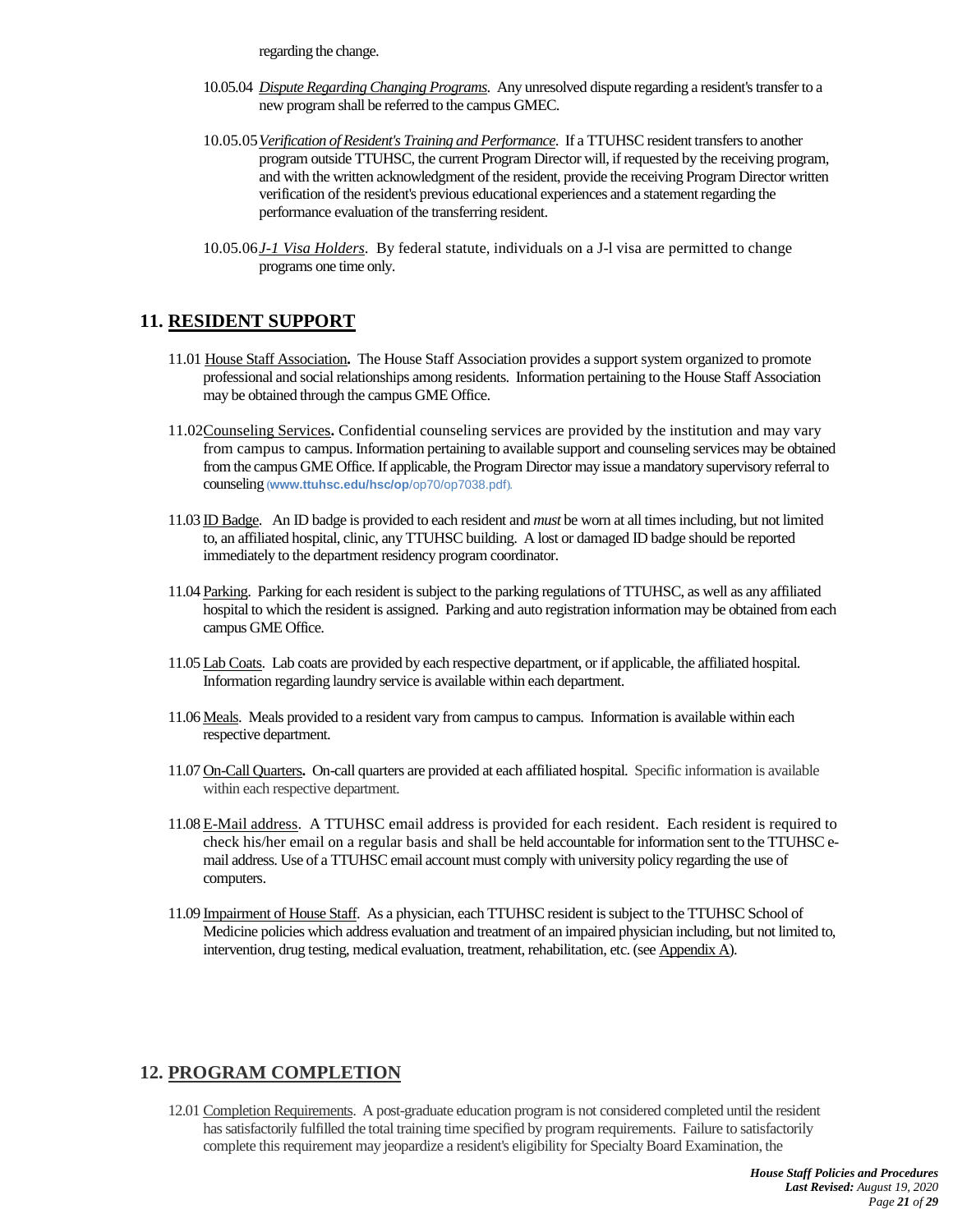regarding the change.

10.05.04 *Dispute Regarding Changing Programs*. Any unresolved dispute regarding a resident's transfer to a new program shall be referred to the campus GMEC.

10.05.05 *Verification of Resident's Training and Performance*. If a TTUHSC resident transfers to another program outside TTUHSC, the current Program Director will, if requested by the receiving program, and with the written acknowledgment of the resident, provide the receiving Program Director written verification of the resident's previous educational experiences and a statement regarding the performance evaluation of the transferring resident.

10.05.06 *J-1 Visa Holders*. By federal statute, individuals on a J-l visa are permitted to change programs one time only.

## 11. RESIDENT SUPPORT

11.01 House Staff Association**.** The House Staff Association provides a support system organized to promote professional and social relationships among residents. Information pertaining to the House Staff Association may be obtained through the campus GME Office.

11.02 Counseling Services**.** Confidential counseling services are provided by the institution and may vary from campus to campus. Information pertaining to available support and counseling services may be obtained from the campus GME Office. If applicable, the Program Director may issue a mandatory supervisory referral to counseling (**www.ttuhsc.edu/hsc/op**/op70/op7038.pdf).

11.03 ID Badge. An ID badge is provided to each resident and *must* be worn at all times including, but not limited to, an affiliated hospital, clinic, any TTUHSC building. A lost or damaged ID badge should be reported immediately to the department residency program coordinator.

11.04 Parking. Parking for each resident is subject to the parking regulations of TTUHSC, as well as any affiliated hospital to which the resident is assigned. Parking and auto registration information may be obtained from each campus GME Office.

11.05 Lab Coats. Lab coats are provided by each respective department, or if applicable, the affiliated hospital. Information regarding laundry service is available within each department.

11.06 Meals. Meals provided to a resident vary from campus to campus. Information is available within each respective department.

11.07 On-Call Quarters**.** On-call quarters are provided at each affiliated hospital. Specific information is available within each respective department.

11.08 E-Mail address. A TTUHSC email address is provided for each resident. Each resident is required to check his/her email on a regular basis and shall be held accountable for information sent to the TTUHSC e-mail address. Use of a TTUHSC email account must comply with university policy regarding the use of computers.

11.09 Impairment of House Staff. As a physician, each TTUHSC resident is subject to the TTUHSC School of Medicine policies which address evaluation and treatment of an impaired physician including, but not limited to, intervention, drug testing, medical evaluation, treatment, rehabilitation, etc. (see Appendix A).

## 12. PROGRAM COMPLETION

12.01 Completion Requirements. A post-graduate education program is not considered completed until the resident has satisfactorily fulfilled the total training time specified by program requirements. Failure to satisfactorily complete this requirement may jeopardize a resident's eligibility for Specialty Board Examination, the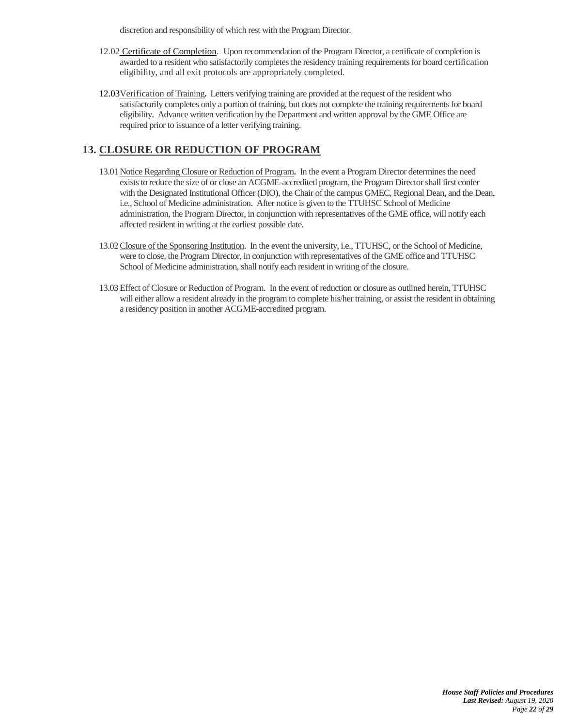discretion and responsibility of which rest with the Program Director.

12.02 Certificate of Completion. Upon recommendation of the Program Director, a certificate of completion is awarded to a resident who satisfactorily completes the residency training requirements for board certification eligibility, and all exit protocols are appropriately completed.

12.03 Verification of Training**.** Letters verifying training are provided at the request of the resident who satisfactorily completes only a portion of training, but does not complete the training requirements for board eligibility. Advance written verification by the Department and written approval by the GME Office are required prior to issuance of a letter verifying training.

## 13. CLOSURE OR REDUCTION OF PROGRAM

13.01 Notice Regarding Closure or Reduction of Program**.** In the event a Program Director determines the need exists to reduce the size of or close an ACGME-accredited program, the Program Director shall first confer with the Designated Institutional Officer (DIO), the Chair of the campus GMEC, Regional Dean, and the Dean, i.e., School of Medicine administration. After notice is given to the TTUHSC School of Medicine administration, the Program Director, in conjunction with representatives of the GME office, will notify each affected resident in writing at the earliest possible date.

13.02 Closure of the Sponsoring Institution. In the event the university, i.e., TTUHSC, or the School of Medicine, were to close, the Program Director, in conjunction with representatives of the GME office and TTUHSC School of Medicine administration, shall notify each resident in writing of the closure.

13.03 Effect of Closure or Reduction of Program. In the event of reduction or closure as outlined herein, TTUHSC will either allow a resident already in the program to complete his/her training, or assist the resident in obtaining a residency position in another ACGME-accredited program.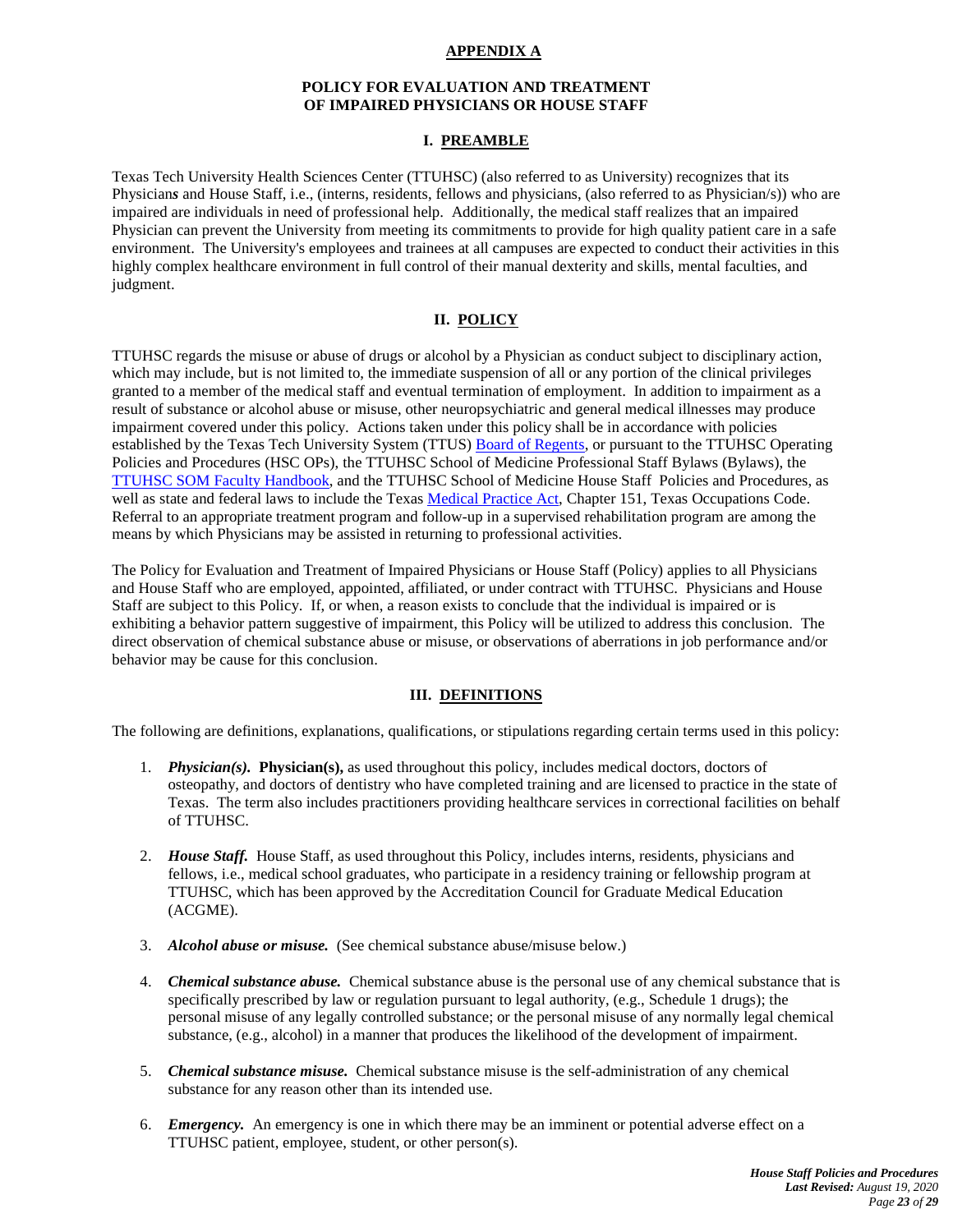**APPENDIX A**

**POLICY FOR EVALUATION AND TREATMENT OF IMPAIRED PHYSICIANS OR HOUSE STAFF**

## I. PREAMBLE

Texas Tech University Health Sciences Center (TTUHSC) (also referred to as University) recognizes that its Physician***s*** and House Staff, i.e., (interns, residents, fellows and physicians, (also referred to as Physician/s)) who are impaired are individuals in need of professional help. Additionally, the medical staff realizes that an impaired Physician can prevent the University from meeting its commitments to provide for high quality patient care in a safe environment. The University's employees and trainees at all campuses are expected to conduct their activities in this highly complex healthcare environment in full control of their manual dexterity and skills, mental faculties, and judgment.

## II. POLICY

TTUHSC regards the misuse or abuse of drugs or alcohol by a Physician as conduct subject to disciplinary action, which may include, but is not limited to, the immediate suspension of all or any portion of the clinical privileges granted to a member of the medical staff and eventual termination of employment. In addition to impairment as a result of substance or alcohol abuse or misuse, other neuropsychiatric and general medical illnesses may produce impairment covered under this policy. Actions taken under this policy shall be in accordance with policies established by the Texas Tech University System (TTUS) Board of Regents, or pursuant to the TTUHSC Operating Policies and Procedures (HSC OPs), the TTUHSC School of Medicine Professional Staff Bylaws (Bylaws), the TTUHSC SOM Faculty Handbook, and the TTUHSC School of Medicine House Staff Policies and Procedures, as well as state and federal laws to include the Texas Medical Practice Act, Chapter 151, Texas Occupations Code. Referral to an appropriate treatment program and follow-up in a supervised rehabilitation program are among the means by which Physicians may be assisted in returning to professional activities.

The Policy for Evaluation and Treatment of Impaired Physicians or House Staff (Policy) applies to all Physicians and House Staff who are employed, appointed, affiliated, or under contract with TTUHSC. Physicians and House Staff are subject to this Policy. If, or when, a reason exists to conclude that the individual is impaired or is exhibiting a behavior pattern suggestive of impairment, this Policy will be utilized to address this conclusion. The direct observation of chemical substance abuse or misuse, or observations of aberrations in job performance and/or behavior may be cause for this conclusion.

## III. DEFINITIONS

The following are definitions, explanations, qualifications, or stipulations regarding certain terms used in this policy:

1. ***Physician(s).*** **Physician(s),** as used throughout this policy, includes medical doctors, doctors of osteopathy, and doctors of dentistry who have completed training and are licensed to practice in the state of Texas. The term also includes practitioners providing healthcare services in correctional facilities on behalf of TTUHSC.

2. ***House Staff.*** House Staff, as used throughout this Policy, includes interns, residents, physicians and fellows, i.e., medical school graduates, who participate in a residency training or fellowship program at TTUHSC, which has been approved by the Accreditation Council for Graduate Medical Education (ACGME).

3. ***Alcohol abuse or misuse.*** (See chemical substance abuse/misuse below.)

4. ***Chemical substance abuse.*** Chemical substance abuse is the personal use of any chemical substance that is specifically prescribed by law or regulation pursuant to legal authority, (e.g., Schedule 1 drugs); the personal misuse of any legally controlled substance; or the personal misuse of any normally legal chemical substance, (e.g., alcohol) in a manner that produces the likelihood of the development of impairment.

5. ***Chemical substance misuse.*** Chemical substance misuse is the self-administration of any chemical substance for any reason other than its intended use.

6. ***Emergency.*** An emergency is one in which there may be an imminent or potential adverse effect on a TTUHSC patient, employee, student, or other person(s).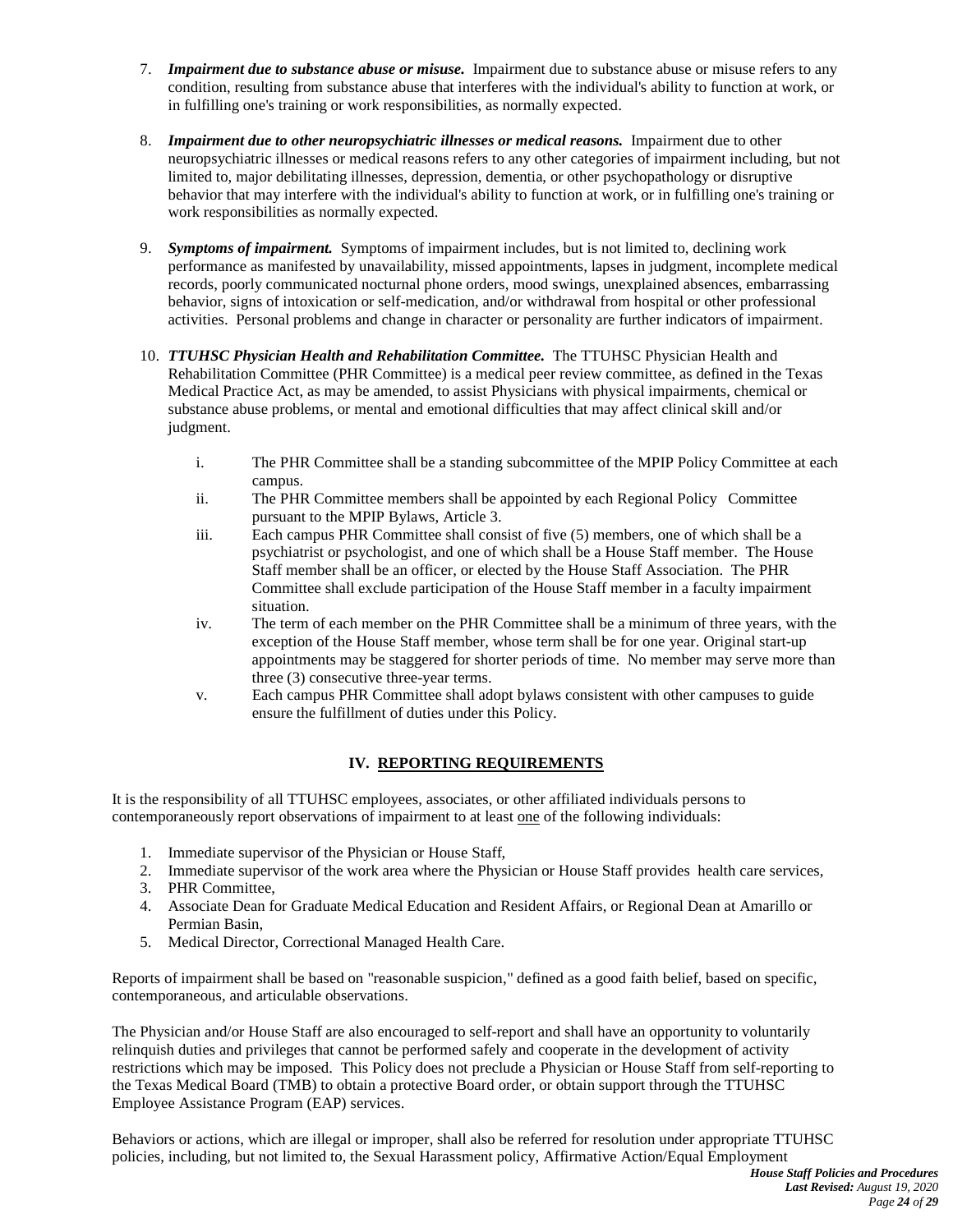7. ***Impairment due to substance abuse or misuse.*** Impairment due to substance abuse or misuse refers to any condition, resulting from substance abuse that interferes with the individual's ability to function at work, or in fulfilling one's training or work responsibilities, as normally expected.

8. ***Impairment due to other neuropsychiatric illnesses or medical reasons.*** Impairment due to other neuropsychiatric illnesses or medical reasons refers to any other categories of impairment including, but not limited to, major debilitating illnesses, depression, dementia, or other psychopathology or disruptive behavior that may interfere with the individual's ability to function at work, or in fulfilling one's training or work responsibilities as normally expected.

9. ***Symptoms of impairment.*** Symptoms of impairment includes, but is not limited to, declining work performance as manifested by unavailability, missed appointments, lapses in judgment, incomplete medical records, poorly communicated nocturnal phone orders, mood swings, unexplained absences, embarrassing behavior, signs of intoxication or self-medication, and/or withdrawal from hospital or other professional activities. Personal problems and change in character or personality are further indicators of impairment.

10. ***TTUHSC Physician Health and Rehabilitation Committee.*** The TTUHSC Physician Health and Rehabilitation Committee (PHR Committee) is a medical peer review committee, as defined in the Texas Medical Practice Act, as may be amended, to assist Physicians with physical impairments, chemical or substance abuse problems, or mental and emotional difficulties that may affect clinical skill and/or judgment.

    i. The PHR Committee shall be a standing subcommittee of the MPIP Policy Committee at each campus.
    ii. The PHR Committee members shall be appointed by each Regional Policy Committee pursuant to the MPIP Bylaws, Article 3.
    iii. Each campus PHR Committee shall consist of five (5) members, one of which shall be a psychiatrist or psychologist, and one of which shall be a House Staff member. The House Staff member shall be an officer, or elected by the House Staff Association. The PHR Committee shall exclude participation of the House Staff member in a faculty impairment situation.
    iv. The term of each member on the PHR Committee shall be a minimum of three years, with the exception of the House Staff member, whose term shall be for one year. Original start-up appointments may be staggered for shorter periods of time. No member may serve more than three (3) consecutive three-year terms.
    v. Each campus PHR Committee shall adopt bylaws consistent with other campuses to guide ensure the fulfillment of duties under this Policy.

## IV. REPORTING REQUIREMENTS

It is the responsibility of all TTUHSC employees, associates, or other affiliated individuals persons to contemporaneously report observations of impairment to at least one of the following individuals:

1. Immediate supervisor of the Physician or House Staff,
2. Immediate supervisor of the work area where the Physician or House Staff provides health care services,
3. PHR Committee,
4. Associate Dean for Graduate Medical Education and Resident Affairs, or Regional Dean at Amarillo or Permian Basin,
5. Medical Director, Correctional Managed Health Care.

Reports of impairment shall be based on "reasonable suspicion," defined as a good faith belief, based on specific, contemporaneous, and articulable observations.

The Physician and/or House Staff are also encouraged to self-report and shall have an opportunity to voluntarily relinquish duties and privileges that cannot be performed safely and cooperate in the development of activity restrictions which may be imposed. This Policy does not preclude a Physician or House Staff from self-reporting to the Texas Medical Board (TMB) to obtain a protective Board order, or obtain support through the TTUHSC Employee Assistance Program (EAP) services.

Behaviors or actions, which are illegal or improper, shall also be referred for resolution under appropriate TTUHSC policies, including, but not limited to, the Sexual Harassment policy, Affirmative Action/Equal Employment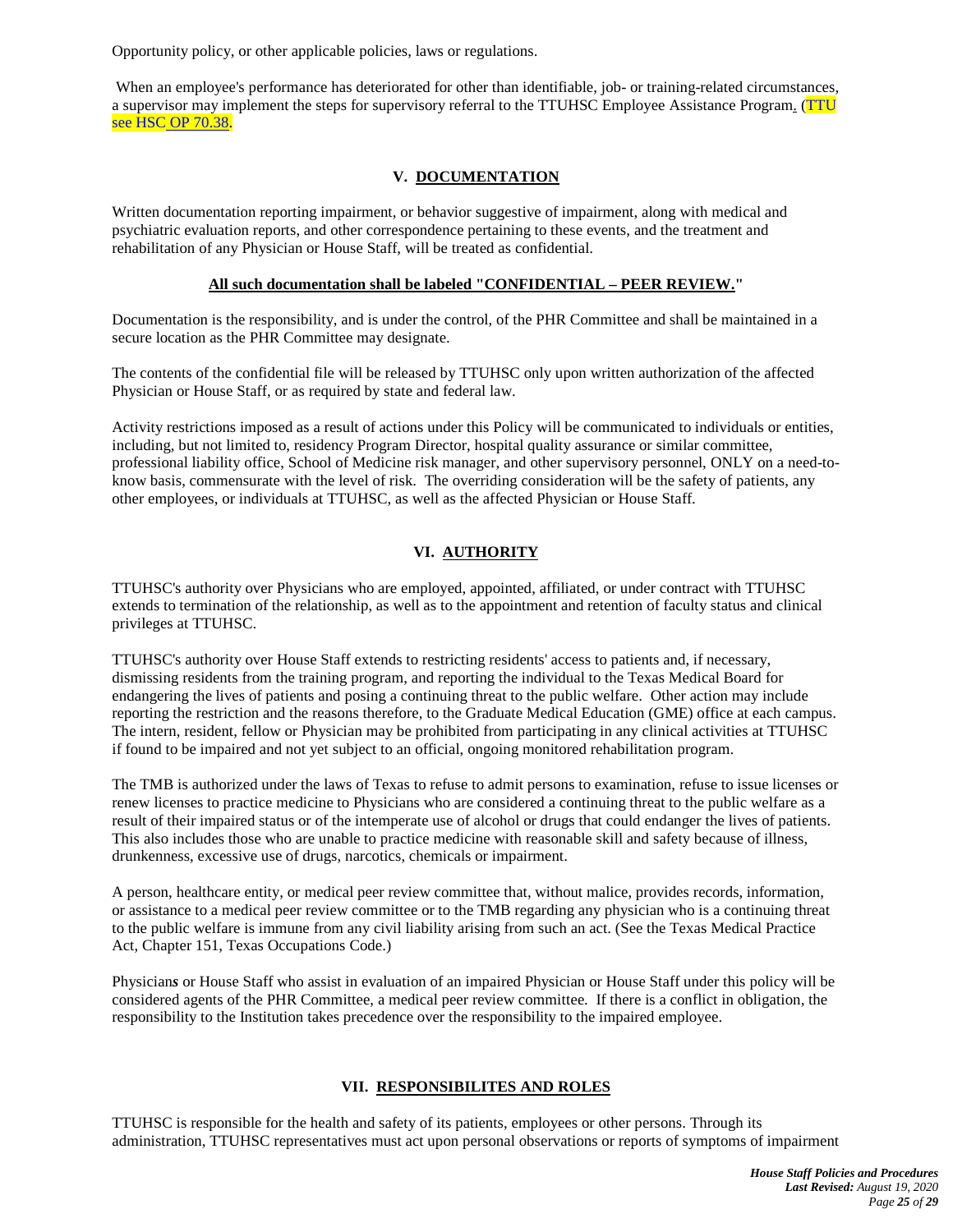Opportunity policy, or other applicable policies, laws or regulations.

When an employee's performance has deteriorated for other than identifiable, job- or training-related circumstances, a supervisor may implement the steps for supervisory referral to the TTUHSC Employee Assistance Program. (TTU see HSC OP 70.38.

## V. DOCUMENTATION

Written documentation reporting impairment, or behavior suggestive of impairment, along with medical and psychiatric evaluation reports, and other correspondence pertaining to these events, and the treatment and rehabilitation of any Physician or House Staff, will be treated as confidential.

**All such documentation shall be labeled "CONFIDENTIAL – PEER REVIEW."**

Documentation is the responsibility, and is under the control, of the PHR Committee and shall be maintained in a secure location as the PHR Committee may designate.

The contents of the confidential file will be released by TTUHSC only upon written authorization of the affected Physician or House Staff, or as required by state and federal law.

Activity restrictions imposed as a result of actions under this Policy will be communicated to individuals or entities, including, but not limited to, residency Program Director, hospital quality assurance or similar committee, professional liability office, School of Medicine risk manager, and other supervisory personnel, ONLY on a need-to-know basis, commensurate with the level of risk. The overriding consideration will be the safety of patients, any other employees, or individuals at TTUHSC, as well as the affected Physician or House Staff.

## VI. AUTHORITY

TTUHSC's authority over Physicians who are employed, appointed, affiliated, or under contract with TTUHSC extends to termination of the relationship, as well as to the appointment and retention of faculty status and clinical privileges at TTUHSC.

TTUHSC's authority over House Staff extends to restricting residents' access to patients and, if necessary, dismissing residents from the training program, and reporting the individual to the Texas Medical Board for endangering the lives of patients and posing a continuing threat to the public welfare. Other action may include reporting the restriction and the reasons therefore, to the Graduate Medical Education (GME) office at each campus. The intern, resident, fellow or Physician may be prohibited from participating in any clinical activities at TTUHSC if found to be impaired and not yet subject to an official, ongoing monitored rehabilitation program.

The TMB is authorized under the laws of Texas to refuse to admit persons to examination, refuse to issue licenses or renew licenses to practice medicine to Physicians who are considered a continuing threat to the public welfare as a result of their impaired status or of the intemperate use of alcohol or drugs that could endanger the lives of patients. This also includes those who are unable to practice medicine with reasonable skill and safety because of illness, drunkenness, excessive use of drugs, narcotics, chemicals or impairment.

A person, healthcare entity, or medical peer review committee that, without malice, provides records, information, or assistance to a medical peer review committee or to the TMB regarding any physician who is a continuing threat to the public welfare is immune from any civil liability arising from such an act. (See the Texas Medical Practice Act, Chapter 151, Texas Occupations Code.)

Physician***s*** or House Staff who assist in evaluation of an impaired Physician or House Staff under this policy will be considered agents of the PHR Committee, a medical peer review committee. If there is a conflict in obligation, the responsibility to the Institution takes precedence over the responsibility to the impaired employee.

## VII. RESPONSIBILITES AND ROLES

TTUHSC is responsible for the health and safety of its patients, employees or other persons. Through its administration, TTUHSC representatives must act upon personal observations or reports of symptoms of impairment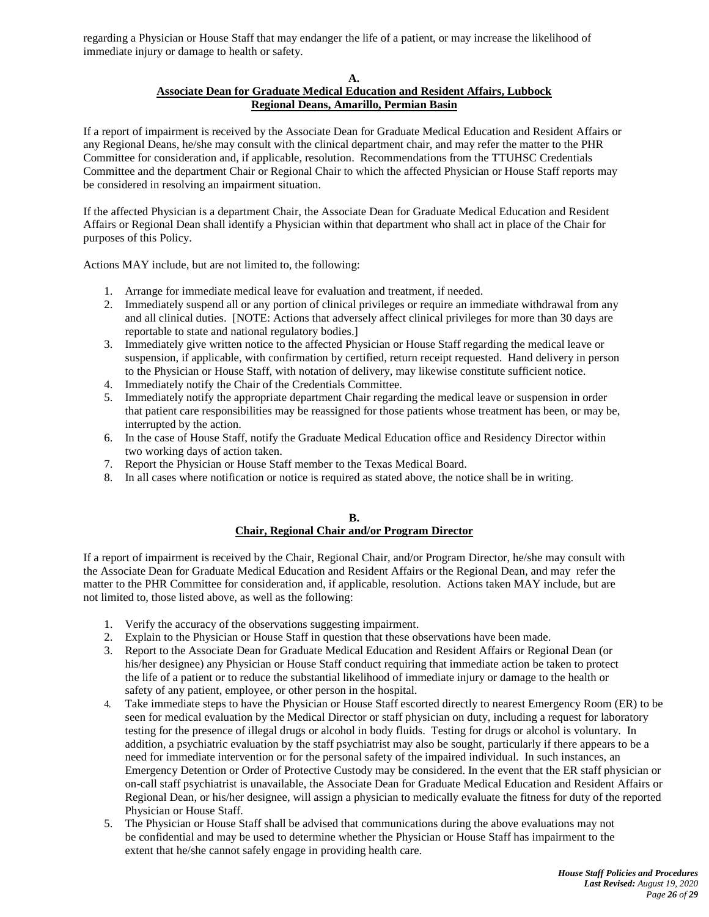regarding a Physician or House Staff that may endanger the life of a patient, or may increase the likelihood of immediate injury or damage to health or safety.

### A.
### Associate Dean for Graduate Medical Education and Resident Affairs, Lubbock
### Regional Deans, Amarillo, Permian Basin

If a report of impairment is received by the Associate Dean for Graduate Medical Education and Resident Affairs or any Regional Deans, he/she may consult with the clinical department chair, and may refer the matter to the PHR Committee for consideration and, if applicable, resolution. Recommendations from the TTUHSC Credentials Committee and the department Chair or Regional Chair to which the affected Physician or House Staff reports may be considered in resolving an impairment situation.

If the affected Physician is a department Chair, the Associate Dean for Graduate Medical Education and Resident Affairs or Regional Dean shall identify a Physician within that department who shall act in place of the Chair for purposes of this Policy.

Actions MAY include, but are not limited to, the following:

1. Arrange for immediate medical leave for evaluation and treatment, if needed.
2. Immediately suspend all or any portion of clinical privileges or require an immediate withdrawal from any and all clinical duties. [NOTE: Actions that adversely affect clinical privileges for more than 30 days are reportable to state and national regulatory bodies.]
3. Immediately give written notice to the affected Physician or House Staff regarding the medical leave or suspension, if applicable, with confirmation by certified, return receipt requested. Hand delivery in person to the Physician or House Staff, with notation of delivery, may likewise constitute sufficient notice.
4. Immediately notify the Chair of the Credentials Committee.
5. Immediately notify the appropriate department Chair regarding the medical leave or suspension in order that patient care responsibilities may be reassigned for those patients whose treatment has been, or may be, interrupted by the action.
6. In the case of House Staff, notify the Graduate Medical Education office and Residency Director within two working days of action taken.
7. Report the Physician or House Staff member to the Texas Medical Board.
8. In all cases where notification or notice is required as stated above, the notice shall be in writing.

### B.
### Chair, Regional Chair and/or Program Director

If a report of impairment is received by the Chair, Regional Chair, and/or Program Director, he/she may consult with the Associate Dean for Graduate Medical Education and Resident Affairs or the Regional Dean, and may refer the matter to the PHR Committee for consideration and, if applicable, resolution. Actions taken MAY include, but are not limited to, those listed above, as well as the following:

1. Verify the accuracy of the observations suggesting impairment.
2. Explain to the Physician or House Staff in question that these observations have been made.
3. Report to the Associate Dean for Graduate Medical Education and Resident Affairs or Regional Dean (or his/her designee) any Physician or House Staff conduct requiring that immediate action be taken to protect the life of a patient or to reduce the substantial likelihood of immediate injury or damage to the health or safety of any patient, employee, or other person in the hospital.
4. Take immediate steps to have the Physician or House Staff escorted directly to nearest Emergency Room (ER) to be seen for medical evaluation by the Medical Director or staff physician on duty, including a request for laboratory testing for the presence of illegal drugs or alcohol in body fluids. Testing for drugs or alcohol is voluntary. In addition, a psychiatric evaluation by the staff psychiatrist may also be sought, particularly if there appears to be a need for immediate intervention or for the personal safety of the impaired individual. In such instances, an Emergency Detention or Order of Protective Custody may be considered. In the event that the ER staff physician or on-call staff psychiatrist is unavailable, the Associate Dean for Graduate Medical Education and Resident Affairs or Regional Dean, or his/her designee, will assign a physician to medically evaluate the fitness for duty of the reported Physician or House Staff.
5. The Physician or House Staff shall be advised that communications during the above evaluations may not be confidential and may be used to determine whether the Physician or House Staff has impairment to the extent that he/she cannot safely engage in providing health care.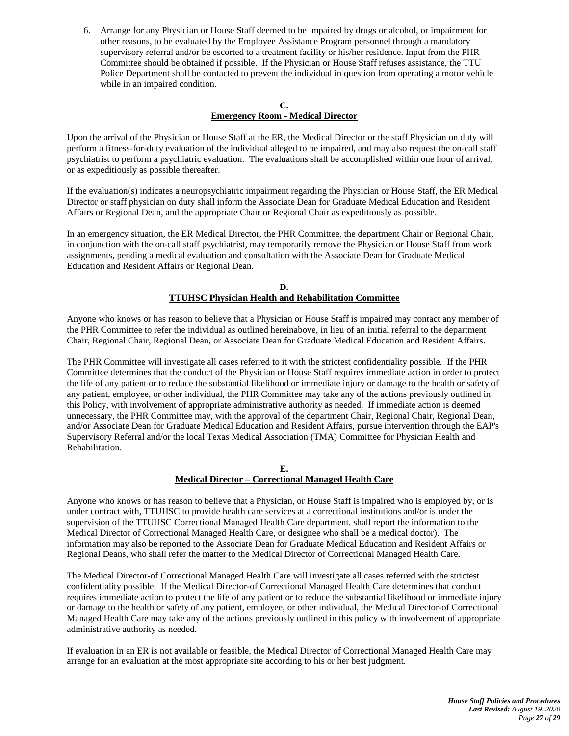6. Arrange for any Physician or House Staff deemed to be impaired by drugs or alcohol, or impairment for other reasons, to be evaluated by the Employee Assistance Program personnel through a mandatory supervisory referral and/or be escorted to a treatment facility or his/her residence. Input from the PHR Committee should be obtained if possible. If the Physician or House Staff refuses assistance, the TTU Police Department shall be contacted to prevent the individual in question from operating a motor vehicle while in an impaired condition.

## C.
## Emergency Room - Medical Director

Upon the arrival of the Physician or House Staff at the ER, the Medical Director or the staff Physician on duty will perform a fitness-for-duty evaluation of the individual alleged to be impaired, and may also request the on-call staff psychiatrist to perform a psychiatric evaluation. The evaluations shall be accomplished within one hour of arrival, or as expeditiously as possible thereafter.

If the evaluation(s) indicates a neuropsychiatric impairment regarding the Physician or House Staff, the ER Medical Director or staff physician on duty shall inform the Associate Dean for Graduate Medical Education and Resident Affairs or Regional Dean, and the appropriate Chair or Regional Chair as expeditiously as possible.

In an emergency situation, the ER Medical Director, the PHR Committee, the department Chair or Regional Chair, in conjunction with the on-call staff psychiatrist, may temporarily remove the Physician or House Staff from work assignments, pending a medical evaluation and consultation with the Associate Dean for Graduate Medical Education and Resident Affairs or Regional Dean.

## D.
## TTUHSC Physician Health and Rehabilitation Committee

Anyone who knows or has reason to believe that a Physician or House Staff is impaired may contact any member of the PHR Committee to refer the individual as outlined hereinabove, in lieu of an initial referral to the department Chair, Regional Chair, Regional Dean, or Associate Dean for Graduate Medical Education and Resident Affairs.

The PHR Committee will investigate all cases referred to it with the strictest confidentiality possible. If the PHR Committee determines that the conduct of the Physician or House Staff requires immediate action in order to protect the life of any patient or to reduce the substantial likelihood or immediate injury or damage to the health or safety of any patient, employee, or other individual, the PHR Committee may take any of the actions previously outlined in this Policy, with involvement of appropriate administrative authority as needed. If immediate action is deemed unnecessary, the PHR Committee may, with the approval of the department Chair, Regional Chair, Regional Dean, and/or Associate Dean for Graduate Medical Education and Resident Affairs, pursue intervention through the EAP's Supervisory Referral and/or the local Texas Medical Association (TMA) Committee for Physician Health and Rehabilitation.

## E.
## Medical Director – Correctional Managed Health Care

Anyone who knows or has reason to believe that a Physician, or House Staff is impaired who is employed by, or is under contract with, TTUHSC to provide health care services at a correctional institutions and/or is under the supervision of the TTUHSC Correctional Managed Health Care department, shall report the information to the Medical Director of Correctional Managed Health Care, or designee who shall be a medical doctor). The information may also be reported to the Associate Dean for Graduate Medical Education and Resident Affairs or Regional Deans, who shall refer the matter to the Medical Director of Correctional Managed Health Care.

The Medical Director-of Correctional Managed Health Care will investigate all cases referred with the strictest confidentiality possible. If the Medical Director-of Correctional Managed Health Care determines that conduct requires immediate action to protect the life of any patient or to reduce the substantial likelihood or immediate injury or damage to the health or safety of any patient, employee, or other individual, the Medical Director-of Correctional Managed Health Care may take any of the actions previously outlined in this policy with involvement of appropriate administrative authority as needed.

If evaluation in an ER is not available or feasible, the Medical Director of Correctional Managed Health Care may arrange for an evaluation at the most appropriate site according to his or her best judgment.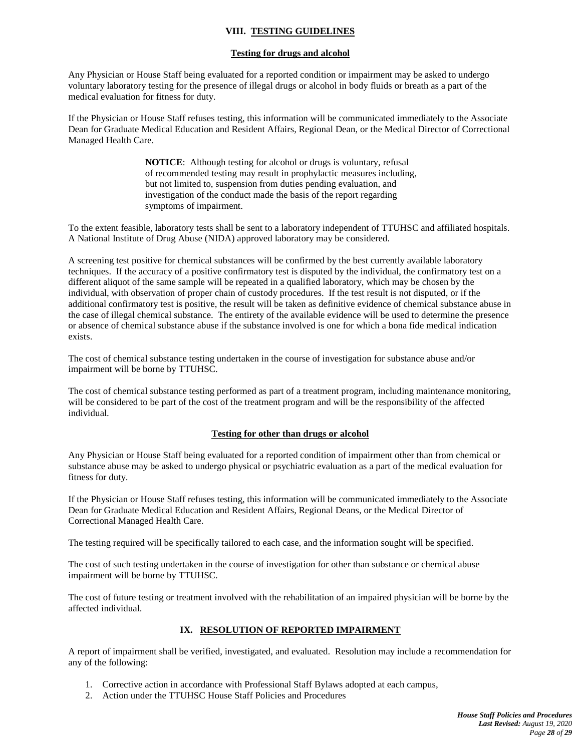## VIII. TESTING GUIDELINES

### Testing for drugs and alcohol

Any Physician or House Staff being evaluated for a reported condition or impairment may be asked to undergo voluntary laboratory testing for the presence of illegal drugs or alcohol in body fluids or breath as a part of the medical evaluation for fitness for duty.

If the Physician or House Staff refuses testing, this information will be communicated immediately to the Associate Dean for Graduate Medical Education and Resident Affairs, Regional Dean, or the Medical Director of Correctional Managed Health Care.

> **NOTICE**: Although testing for alcohol or drugs is voluntary, refusal of recommended testing may result in prophylactic measures including, but not limited to, suspension from duties pending evaluation, and investigation of the conduct made the basis of the report regarding symptoms of impairment.

To the extent feasible, laboratory tests shall be sent to a laboratory independent of TTUHSC and affiliated hospitals. A National Institute of Drug Abuse (NIDA) approved laboratory may be considered.

A screening test positive for chemical substances will be confirmed by the best currently available laboratory techniques. If the accuracy of a positive confirmatory test is disputed by the individual, the confirmatory test on a different aliquot of the same sample will be repeated in a qualified laboratory, which may be chosen by the individual, with observation of proper chain of custody procedures. If the test result is not disputed, or if the additional confirmatory test is positive, the result will be taken as definitive evidence of chemical substance abuse in the case of illegal chemical substance. The entirety of the available evidence will be used to determine the presence or absence of chemical substance abuse if the substance involved is one for which a bona fide medical indication exists.

The cost of chemical substance testing undertaken in the course of investigation for substance abuse and/or impairment will be borne by TTUHSC.

The cost of chemical substance testing performed as part of a treatment program, including maintenance monitoring, will be considered to be part of the cost of the treatment program and will be the responsibility of the affected individual.

### Testing for other than drugs or alcohol

Any Physician or House Staff being evaluated for a reported condition of impairment other than from chemical or substance abuse may be asked to undergo physical or psychiatric evaluation as a part of the medical evaluation for fitness for duty.

If the Physician or House Staff refuses testing, this information will be communicated immediately to the Associate Dean for Graduate Medical Education and Resident Affairs, Regional Deans, or the Medical Director of Correctional Managed Health Care.

The testing required will be specifically tailored to each case, and the information sought will be specified.

The cost of such testing undertaken in the course of investigation for other than substance or chemical abuse impairment will be borne by TTUHSC.

The cost of future testing or treatment involved with the rehabilitation of an impaired physician will be borne by the affected individual.

## IX. RESOLUTION OF REPORTED IMPAIRMENT

A report of impairment shall be verified, investigated, and evaluated. Resolution may include a recommendation for any of the following:

1. Corrective action in accordance with Professional Staff Bylaws adopted at each campus,
2. Action under the TTUHSC House Staff Policies and Procedures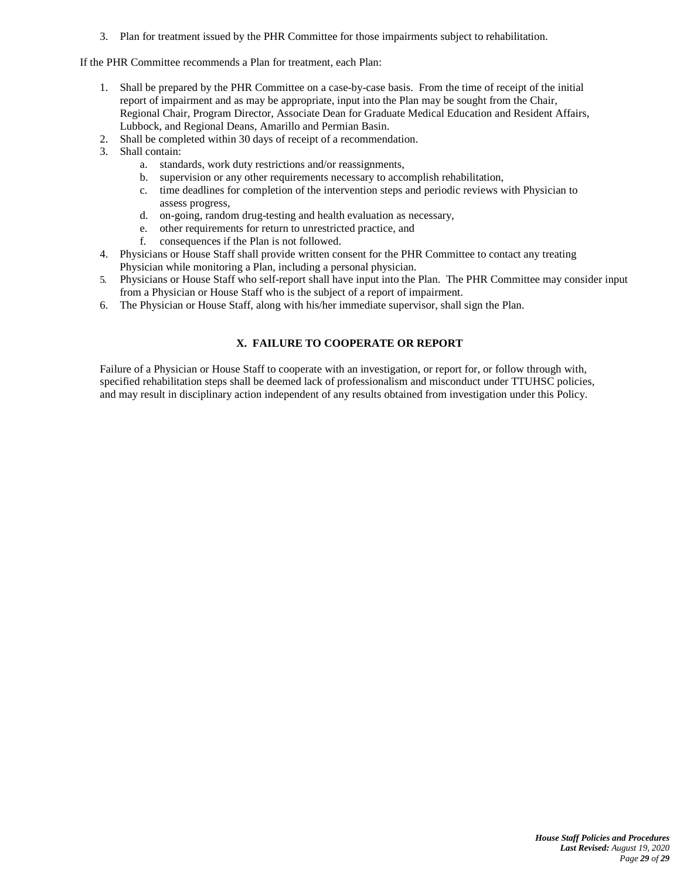3. Plan for treatment issued by the PHR Committee for those impairments subject to rehabilitation.

If the PHR Committee recommends a Plan for treatment, each Plan:

1. Shall be prepared by the PHR Committee on a case-by-case basis. From the time of receipt of the initial report of impairment and as may be appropriate, input into the Plan may be sought from the Chair, Regional Chair, Program Director, Associate Dean for Graduate Medical Education and Resident Affairs, Lubbock, and Regional Deans, Amarillo and Permian Basin.
2. Shall be completed within 30 days of receipt of a recommendation.
3. Shall contain:
   a. standards, work duty restrictions and/or reassignments,
   b. supervision or any other requirements necessary to accomplish rehabilitation,
   c. time deadlines for completion of the intervention steps and periodic reviews with Physician to assess progress,
   d. on-going, random drug-testing and health evaluation as necessary,
   e. other requirements for return to unrestricted practice, and
   f. consequences if the Plan is not followed.
4. Physicians or House Staff shall provide written consent for the PHR Committee to contact any treating Physician while monitoring a Plan, including a personal physician.
5. Physicians or House Staff who self-report shall have input into the Plan. The PHR Committee may consider input from a Physician or House Staff who is the subject of a report of impairment.
6. The Physician or House Staff, along with his/her immediate supervisor, shall sign the Plan.

## X. FAILURE TO COOPERATE OR REPORT

Failure of a Physician or House Staff to cooperate with an investigation, or report for, or follow through with, specified rehabilitation steps shall be deemed lack of professionalism and misconduct under TTUHSC policies, and may result in disciplinary action independent of any results obtained from investigation under this Policy.